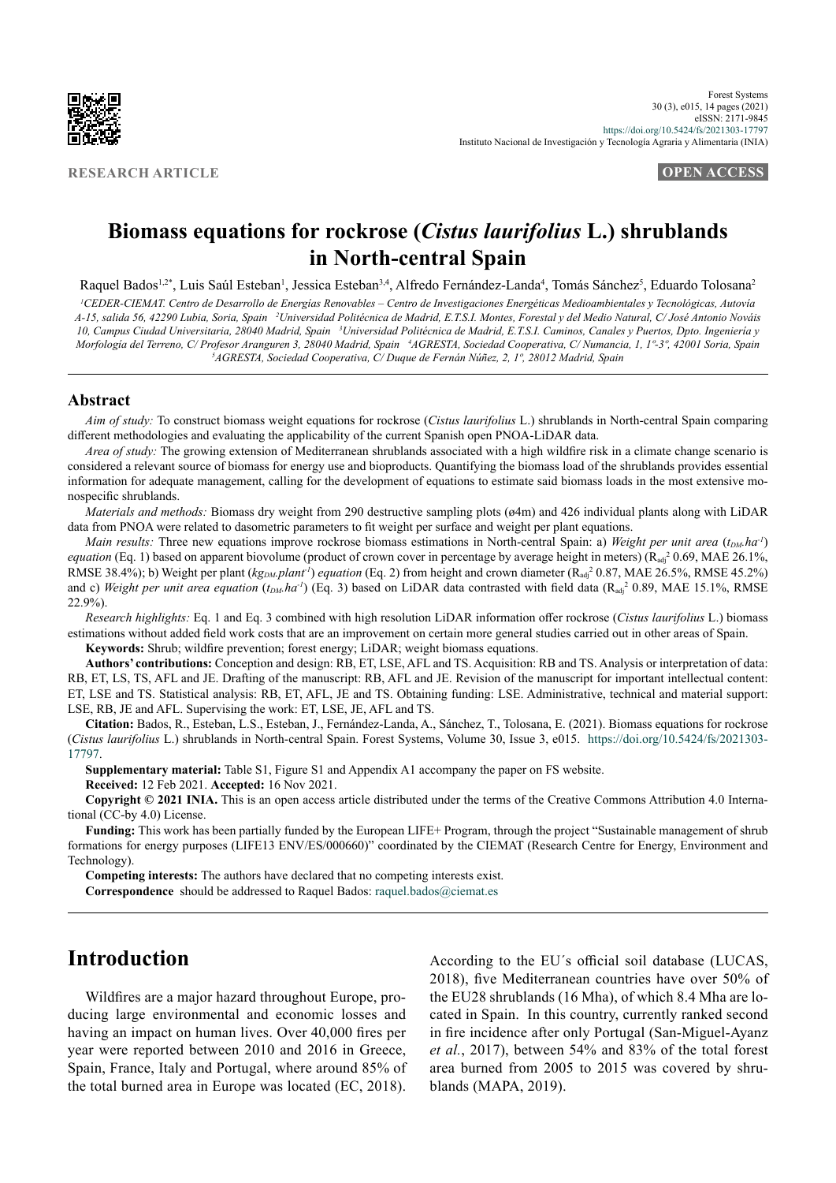**RESEARCH ARTICLE**

**OPEN ACCESS**

# Biomass equations for rockrose (*Cistus laurifolius* L.) shrublands in North-central Spain

Raquel Bados[1,2*], Luis Saúl Esteban[1], Jessica Esteban[3,4], Alfredo Fernández-Landa[4], Tomás Sánchez[5], Eduardo Tolosana[2]

[1]CEDER-CIEMAT. Centro de Desarrollo de Energías Renovables – Centro de Investigaciones Energéticas Medioambientales y Tecnológicas, Autovía A-15, salida 56, 42290 Lubia, Soria, Spain [2]Universidad Politécnica de Madrid, E.T.S.I. Montes, Forestal y del Medio Natural, C/ José Antonio Nováis 10, Campus Ciudad Universitaria, 28040 Madrid, Spain [3]Universidad Politécnica de Madrid, E.T.S.I. Caminos, Canales y Puertos, Dpto. Ingeniería y Morfología del Terreno, C/ Profesor Aranguren 3, 28040 Madrid, Spain [4]AGRESTA, Sociedad Cooperativa, C/ Numancia, 1, 1º-3º, 42001 Soria, Spain [5]AGRESTA, Sociedad Cooperativa, C/ Duque de Fernán Núñez, 2, 1º, 28012 Madrid, Spain

## Abstract

*Aim of study:* To construct biomass weight equations for rockrose (*Cistus laurifolius* L.) shrublands in North-central Spain comparing different methodologies and evaluating the applicability of the current Spanish open PNOA-LiDAR data.

*Area of study:* The growing extension of Mediterranean shrublands associated with a high wildfire risk in a climate change scenario is considered a relevant source of biomass for energy use and bioproducts. Quantifying the biomass load of the shrublands provides essential information for adequate management, calling for the development of equations to estimate said biomass loads in the most extensive monospecific shrublands.

*Materials and methods:* Biomass dry weight from 290 destructive sampling plots (ø4m) and 426 individual plants along with LiDAR data from PNOA were related to dasometric parameters to fit weight per surface and weight per plant equations.

*Main results:* Three new equations improve rockrose biomass estimations in North-central Spain: a) *Weight per unit area* ($t_{DM}.ha^{-1}$) *equation* (Eq. 1) based on apparent biovolume (product of crown cover in percentage by average height in meters) ($R_{adj}^2$ 0.69, MAE 26.1%, RMSE 38.4%); b) Weight per plant ($kg_{DM}.plant^{-1}$) *equation* (Eq. 2) from height and crown diameter ($R_{adj}^2$ 0.87, MAE 26.5%, RMSE 45.2%) and c) *Weight per unit area equation* ($t_{DM}.ha^{-1}$) (Eq. 3) based on LiDAR data contrasted with field data ($R_{adj}^2$ 0.89, MAE 15.1%, RMSE 22.9%).

*Research highlights:* Eq. 1 and Eq. 3 combined with high resolution LiDAR information offer rockrose (*Cistus laurifolius* L.) biomass estimations without added field work costs that are an improvement on certain more general studies carried out in other areas of Spain.

**Keywords:** Shrub; wildfire prevention; forest energy; LiDAR; weight biomass equations.

**Authors' contributions:** Conception and design: RB, ET, LSE, AFL and TS. Acquisition: RB and TS. Analysis or interpretation of data: RB, ET, LS, TS, AFL and JE. Drafting of the manuscript: RB, AFL and JE. Revision of the manuscript for important intellectual content: ET, LSE and TS. Statistical analysis: RB, ET, AFL, JE and TS. Obtaining funding: LSE. Administrative, technical and material support: LSE, RB, JE and AFL. Supervising the work: ET, LSE, JE, AFL and TS.

**Citation:** Bados, R., Esteban, L.S., Esteban, J., Fernández-Landa, A., Sánchez, T., Tolosana, E. (2021). Biomass equations for rockrose (*Cistus laurifolius* L.) shrublands in North-central Spain. Forest Systems, Volume 30, Issue 3, e015. https://doi.org/10.5424/fs/2021303-17797.

**Supplementary material:** Table S1, Figure S1 and Appendix A1 accompany the paper on FS website.

**Received:** 12 Feb 2021. **Accepted:** 16 Nov 2021.

**Copyright © 2021 INIA.** This is an open access article distributed under the terms of the Creative Commons Attribution 4.0 International (CC-by 4.0) License.

**Funding:** This work has been partially funded by the European LIFE+ Program, through the project "Sustainable management of shrub formations for energy purposes (LIFE13 ENV/ES/000660)" coordinated by the CIEMAT (Research Centre for Energy, Environment and Technology).

**Competing interests:** The authors have declared that no competing interests exist.

**Correspondence** should be addressed to Raquel Bados: raquel.bados@ciemat.es

## Introduction

Wildfires are a major hazard throughout Europe, producing large environmental and economic losses and having an impact on human lives. Over 40,000 fires per year were reported between 2010 and 2016 in Greece, Spain, France, Italy and Portugal, where around 85% of the total burned area in Europe was located (EC, 2018). According to the EU´s official soil database (LUCAS, 2018), five Mediterranean countries have over 50% of the EU28 shrublands (16 Mha), of which 8.4 Mha are located in Spain. In this country, currently ranked second in fire incidence after only Portugal (San-Miguel-Ayanz *et al.*, 2017), between 54% and 83% of the total forest area burned from 2005 to 2015 was covered by shrublands (MAPA, 2019).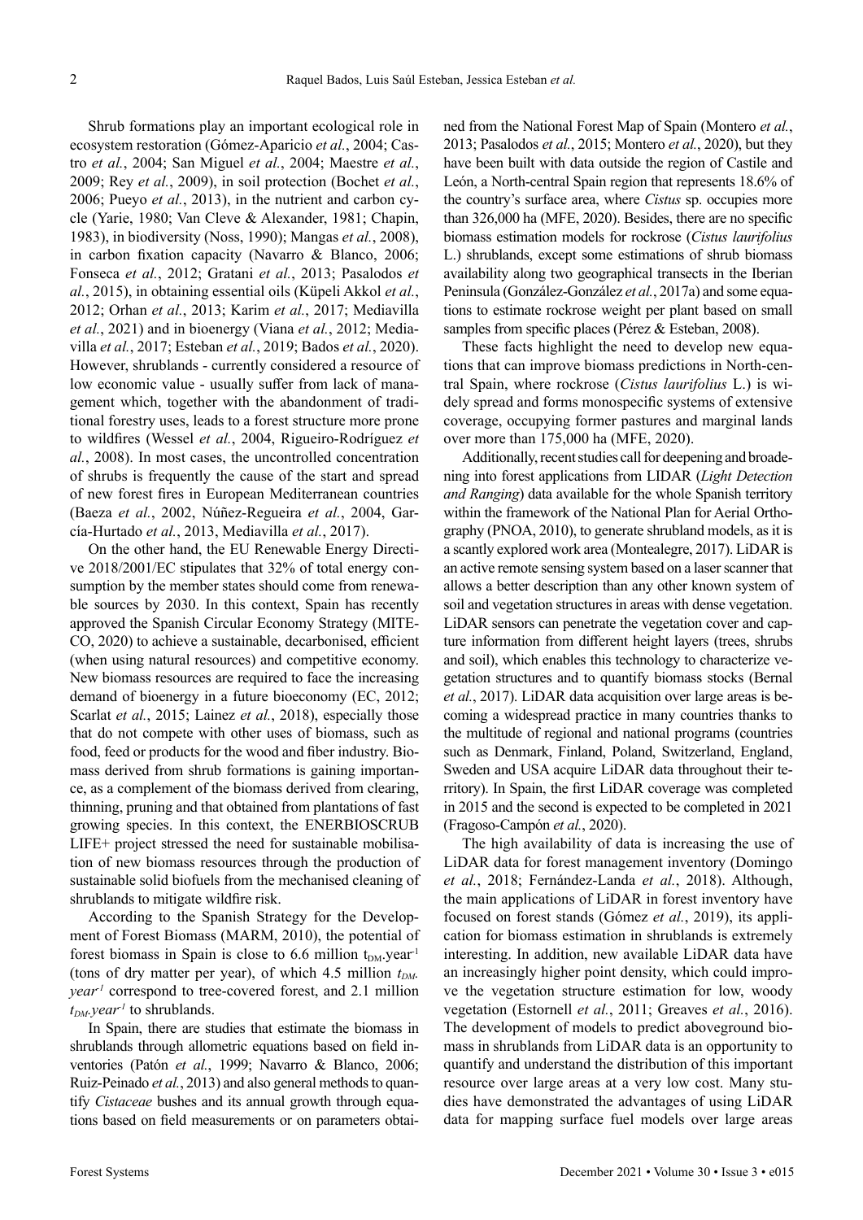Shrub formations play an important ecological role in ecosystem restoration (Gómez-Aparicio *et al.*, 2004; Castro *et al.*, 2004; San Miguel *et al.*, 2004; Maestre *et al.*, 2009; Rey *et al.*, 2009), in soil protection (Bochet *et al.*, 2006; Pueyo *et al.*, 2013), in the nutrient and carbon cycle (Yarie, 1980; Van Cleve & Alexander, 1981; Chapin, 1983), in biodiversity (Noss, 1990); Mangas *et al.*, 2008), in carbon fixation capacity (Navarro & Blanco, 2006; Fonseca *et al.*, 2012; Gratani *et al.*, 2013; Pasalodos *et al.*, 2015), in obtaining essential oils (Küpeli Akkol *et al.*, 2012; Orhan *et al.*, 2013; Karim *et al.*, 2017; Mediavilla *et al.*, 2021) and in bioenergy (Viana *et al.*, 2012; Mediavilla *et al.*, 2017; Esteban *et al.*, 2019; Bados *et al.*, 2020). However, shrublands - currently considered a resource of low economic value - usually suffer from lack of management which, together with the abandonment of traditional forestry uses, leads to a forest structure more prone to wildfires (Wessel *et al.*, 2004, Rigueiro-Rodríguez *et al.*, 2008). In most cases, the uncontrolled concentration of shrubs is frequently the cause of the start and spread of new forest fires in European Mediterranean countries (Baeza *et al.*, 2002, Núñez-Regueira *et al.*, 2004, García-Hurtado *et al.*, 2013, Mediavilla *et al.*, 2017).

On the other hand, the EU Renewable Energy Directive 2018/2001/EC stipulates that 32% of total energy consumption by the member states should come from renewable sources by 2030. In this context, Spain has recently approved the Spanish Circular Economy Strategy (MITECO, 2020) to achieve a sustainable, decarbonised, efficient (when using natural resources) and competitive economy. New biomass resources are required to face the increasing demand of bioenergy in a future bioeconomy (EC, 2012; Scarlat *et al.*, 2015; Lainez *et al.*, 2018), especially those that do not compete with other uses of biomass, such as food, feed or products for the wood and fiber industry. Biomass derived from shrub formations is gaining importance, as a complement of the biomass derived from clearing, thinning, pruning and that obtained from plantations of fast growing species. In this context, the ENERBIOSCRUB LIFE+ project stressed the need for sustainable mobilisation of new biomass resources through the production of sustainable solid biofuels from the mechanised cleaning of shrublands to mitigate wildfire risk.

According to the Spanish Strategy for the Development of Forest Biomass (MARM, 2010), the potential of forest biomass in Spain is close to 6.6 million $t_{DM}.year^{-1}$ (tons of dry matter per year), of which 4.5 million $t_{DM}.year^{-1}$ correspond to tree-covered forest, and 2.1 million $t_{DM}.year^{-1}$ to shrublands.

In Spain, there are studies that estimate the biomass in shrublands through allometric equations based on field inventories (Patón *et al.*, 1999; Navarro & Blanco, 2006; Ruiz-Peinado *et al.*, 2013) and also general methods to quantify *Cistaceae* bushes and its annual growth through equations based on field measurements or on parameters obtained from the National Forest Map of Spain (Montero *et al.*, 2013; Pasalodos *et al.*, 2015; Montero *et al.*, 2020), but they have been built with data outside the region of Castile and León, a North-central Spain region that represents 18.6% of the country's surface area, where *Cistus* sp. occupies more than 326,000 ha (MFE, 2020). Besides, there are no specific biomass estimation models for rockrose (*Cistus laurifolius* L.) shrublands, except some estimations of shrub biomass availability along two geographical transects in the Iberian Peninsula (González-González *et al.*, 2017a) and some equations to estimate rockrose weight per plant based on small samples from specific places (Pérez & Esteban, 2008).

These facts highlight the need to develop new equations that can improve biomass predictions in North-central Spain, where rockrose (*Cistus laurifolius* L.) is widely spread and forms monospecific systems of extensive coverage, occupying former pastures and marginal lands over more than 175,000 ha (MFE, 2020).

Additionally, recent studies call for deepening and broadening into forest applications from LIDAR (*Light Detection and Ranging*) data available for the whole Spanish territory within the framework of the National Plan for Aerial Orthography (PNOA, 2010), to generate shrubland models, as it is a scantly explored work area (Montealegre, 2017). LiDAR is an active remote sensing system based on a laser scanner that allows a better description than any other known system of soil and vegetation structures in areas with dense vegetation. LiDAR sensors can penetrate the vegetation cover and capture information from different height layers (trees, shrubs and soil), which enables this technology to characterize vegetation structures and to quantify biomass stocks (Bernal *et al.*, 2017). LiDAR data acquisition over large areas is becoming a widespread practice in many countries thanks to the multitude of regional and national programs (countries such as Denmark, Finland, Poland, Switzerland, England, Sweden and USA acquire LiDAR data throughout their territory). In Spain, the first LiDAR coverage was completed in 2015 and the second is expected to be completed in 2021 (Fragoso-Campón *et al.*, 2020).

The high availability of data is increasing the use of LiDAR data for forest management inventory (Domingo *et al.*, 2018; Fernández-Landa *et al.*, 2018). Although, the main applications of LiDAR in forest inventory have focused on forest stands (Gómez *et al.*, 2019), its application for biomass estimation in shrublands is extremely interesting. In addition, new available LiDAR data have an increasingly higher point density, which could improve the vegetation structure estimation for low, woody vegetation (Estornell *et al.*, 2011; Greaves *et al.*, 2016). The development of models to predict aboveground biomass in shrublands from LiDAR data is an opportunity to quantify and understand the distribution of this important resource over large areas at a very low cost. Many studies have demonstrated the advantages of using LiDAR data for mapping surface fuel models over large areas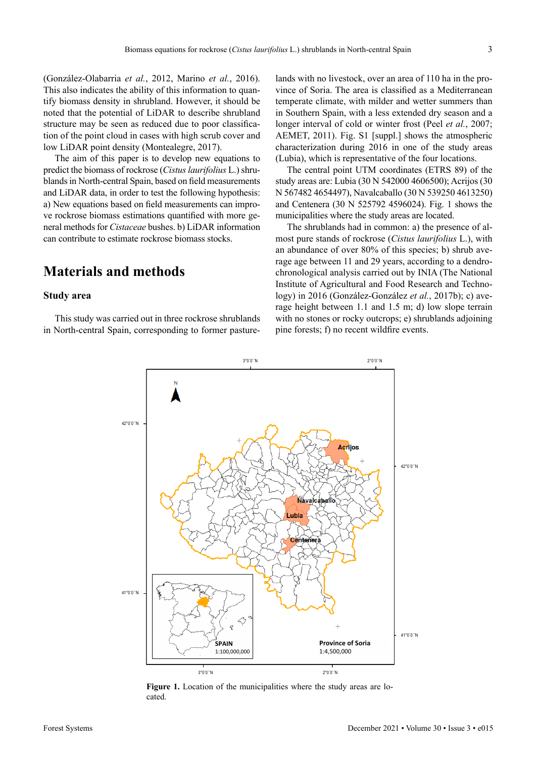(González-Olabarria *et al.*, 2012, Marino *et al.*, 2016). This also indicates the ability of this information to quantify biomass density in shrubland. However, it should be noted that the potential of LiDAR to describe shrubland structure may be seen as reduced due to poor classification of the point cloud in cases with high scrub cover and low LiDAR point density (Montealegre, 2017).

The aim of this paper is to develop new equations to predict the biomass of rockrose (*Cistus laurifolius* L.) shrublands in North-central Spain, based on field measurements and LiDAR data, in order to test the following hypothesis: a) New equations based on field measurements can improve rockrose biomass estimations quantified with more general methods for *Cistaceae* bushes. b) LiDAR information can contribute to estimate rockrose biomass stocks.

## Materials and methods

### Study area

This study was carried out in three rockrose shrublands in North-central Spain, corresponding to former pasturelands with no livestock, over an area of 110 ha in the province of Soria. The area is classified as a Mediterranean temperate climate, with milder and wetter summers than in Southern Spain, with a less extended dry season and a longer interval of cold or winter frost (Peel *et al.*, 2007; AEMET, 2011). Fig. S1 [suppl.] shows the atmospheric characterization during 2016 in one of the study areas (Lubia), which is representative of the four locations.

The central point UTM coordinates (ETRS 89) of the study areas are: Lubia (30 N 542000 4606500); Acrijos (30 N 567482 4654497), Navalcaballo (30 N 539250 4613250) and Centenera (30 N 525792 4596024). Fig. 1 shows the municipalities where the study areas are located.

The shrublands had in common: a) the presence of almost pure stands of rockrose (*Cistus laurifolius* L.), with an abundance of over 80% of this species; b) shrub average age between 11 and 29 years, according to a dendrochronological analysis carried out by INIA (The National Institute of Agricultural and Food Research and Technology) in 2016 (González-González *et al.*, 2017b); c) average height between 1.1 and 1.5 m; d) low slope terrain with no stones or rocky outcrops; e) shrublands adjoining pine forests; f) no recent wildfire events.

**Figure 1.** Location of the municipalities where the study areas are located.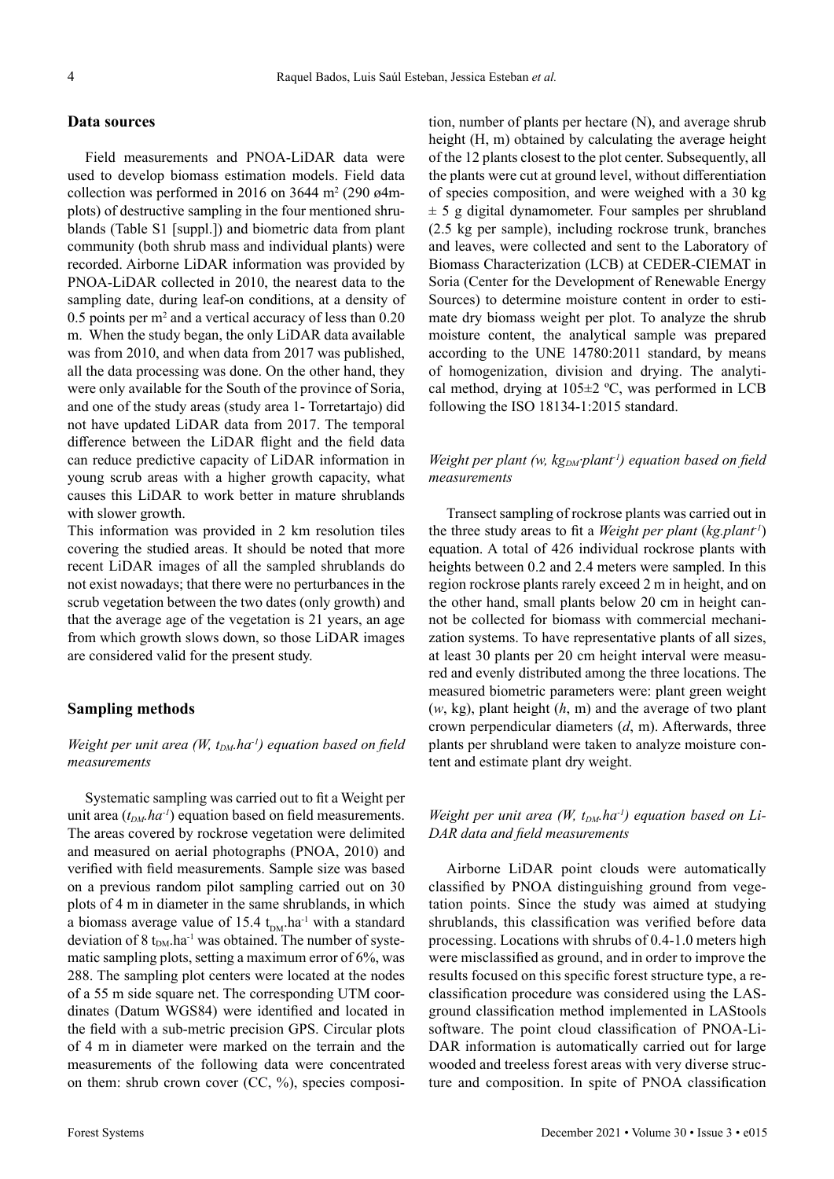## Data sources

Field measurements and PNOA-LiDAR data were used to develop biomass estimation models. Field data collection was performed in 2016 on 3644 $m^2$ (290 ø4m-plots) of destructive sampling in the four mentioned shrublands (Table S1 [suppl.]) and biometric data from plant community (both shrub mass and individual plants) were recorded. Airborne LiDAR information was provided by PNOA-LiDAR collected in 2010, the nearest data to the sampling date, during leaf-on conditions, at a density of 0.5 points per $m^2$ and a vertical accuracy of less than 0.20 m. When the study began, the only LiDAR data available was from 2010, and when data from 2017 was published, all the data processing was done. On the other hand, they were only available for the South of the province of Soria, and one of the study areas (study area 1- Torretartajo) did not have updated LiDAR data from 2017. The temporal difference between the LiDAR flight and the field data can reduce predictive capacity of LiDAR information in young scrub areas with a higher growth capacity, what causes this LiDAR to work better in mature shrublands with slower growth.

This information was provided in 2 km resolution tiles covering the studied areas. It should be noted that more recent LiDAR images of all the sampled shrublands do not exist nowadays; that there were no perturbances in the scrub vegetation between the two dates (only growth) and that the average age of the vegetation is 21 years, an age from which growth slows down, so those LiDAR images are considered valid for the present study.

## Sampling methods

### *Weight per unit area (W, $t_{DM}.ha^{-1}$) equation based on field measurements*

Systematic sampling was carried out to fit a Weight per unit area ($t_{DM}.ha^{-1}$) equation based on field measurements. The areas covered by rockrose vegetation were delimited and measured on aerial photographs (PNOA, 2010) and verified with field measurements. Sample size was based on a previous random pilot sampling carried out on 30 plots of 4 m in diameter in the same shrublands, in which a biomass average value of 15.4 $t_{DM}.ha^{-1}$ with a standard deviation of 8 $t_{DM}.ha^{-1}$ was obtained. The number of systematic sampling plots, setting a maximum error of 6%, was 288. The sampling plot centers were located at the nodes of a 55 m side square net. The corresponding UTM coordinates (Datum WGS84) were identified and located in the field with a sub-metric precision GPS. Circular plots of 4 m in diameter were marked on the terrain and the measurements of the following data were concentrated on them: shrub crown cover (CC, %), species composition, number of plants per hectare (N), and average shrub height (H, m) obtained by calculating the average height of the 12 plants closest to the plot center. Subsequently, all the plants were cut at ground level, without differentiation of species composition, and were weighed with a 30 kg ± 5 g digital dynamometer. Four samples per shrubland (2.5 kg per sample), including rockrose trunk, branches and leaves, were collected and sent to the Laboratory of Biomass Characterization (LCB) at CEDER-CIEMAT in Soria (Center for the Development of Renewable Energy Sources) to determine moisture content in order to estimate dry biomass weight per plot. To analyze the shrub moisture content, the analytical sample was prepared according to the UNE 14780:2011 standard, by means of homogenization, division and drying. The analytical method, drying at 105±2 ºC, was performed in LCB following the ISO 18134-1:2015 standard.

### *Weight per plant (w, $kg_{DM}.plant^{-1}$) equation based on field measurements*

Transect sampling of rockrose plants was carried out in the three study areas to fit a *Weight per plant* ($kg.plant^{-1}$) equation. A total of 426 individual rockrose plants with heights between 0.2 and 2.4 meters were sampled. In this region rockrose plants rarely exceed 2 m in height, and on the other hand, small plants below 20 cm in height cannot be collected for biomass with commercial mechanization systems. To have representative plants of all sizes, at least 30 plants per 20 cm height interval were measured and evenly distributed among the three locations. The measured biometric parameters were: plant green weight (*w*, kg), plant height (*h*, m) and the average of two plant crown perpendicular diameters (*d*, m). Afterwards, three plants per shrubland were taken to analyze moisture content and estimate plant dry weight.

### *Weight per unit area (W, $t_{DM}.ha^{-1}$) equation based on LiDAR data and field measurements*

Airborne LiDAR point clouds were automatically classified by PNOA distinguishing ground from vegetation points. Since the study was aimed at studying shrublands, this classification was verified before data processing. Locations with shrubs of 0.4-1.0 meters high were misclassified as ground, and in order to improve the results focused on this specific forest structure type, a reclassification procedure was considered using the LASground classification method implemented in LAStools software. The point cloud classification of PNOA-LiDAR information is automatically carried out for large wooded and treeless forest areas with very diverse structure and composition. In spite of PNOA classification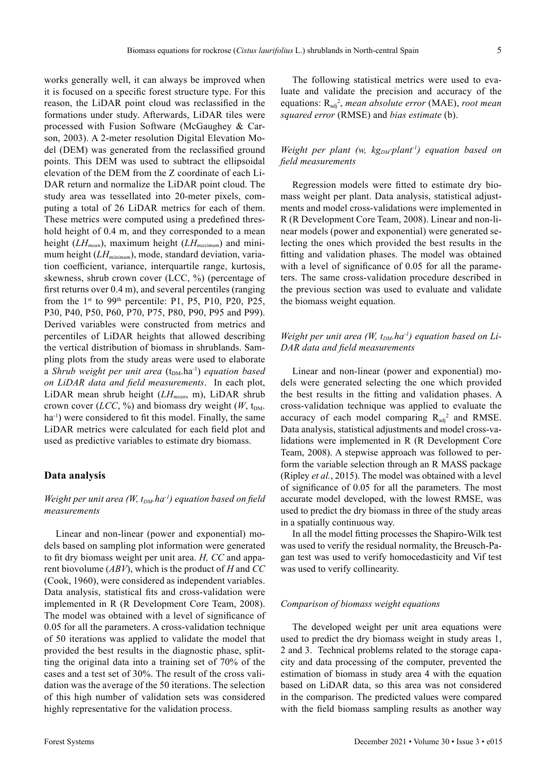works generally well, it can always be improved when it is focused on a specific forest structure type. For this reason, the LiDAR point cloud was reclassified in the formations under study. Afterwards, LiDAR tiles were processed with Fusion Software (McGaughey & Carson, 2003). A 2-meter resolution Digital Elevation Model (DEM) was generated from the reclassified ground points. This DEM was used to subtract the ellipsoidal elevation of the DEM from the Z coordinate of each LiDAR return and normalize the LiDAR point cloud. The study area was tessellated into 20-meter pixels, computing a total of 26 LiDAR metrics for each of them. These metrics were computed using a predefined threshold height of 0.4 m, and they corresponded to a mean height ($LH_{mean}$), maximum height ($LH_{maximum}$) and minimum height ($LH_{minimum}$), mode, standard deviation, variation coefficient, variance, interquartile range, kurtosis, skewness, shrub crown cover (LCC, %) (percentage of first returns over 0.4 m), and several percentiles (ranging from the 1st to 99th percentile: P1, P5, P10, P20, P25, P30, P40, P50, P60, P70, P75, P80, P90, P95 and P99). Derived variables were constructed from metrics and percentiles of LiDAR heights that allowed describing the vertical distribution of biomass in shrublands. Sampling plots from the study areas were used to elaborate a *Shrub weight per unit area* ($t_{DM}$.ha$^{-1}$) *equation based on LiDAR data and field measurements*. In each plot, LiDAR mean shrub height ($LH_{mean}$, m), LiDAR shrub crown cover (*LCC*, %) and biomass dry weight (*W*, $t_{DM}$.ha$^{-1}$) were considered to fit this model. Finally, the same LiDAR metrics were calculated for each field plot and used as predictive variables to estimate dry biomass.

## Data analysis

### *Weight per unit area (W, $t_{DM}$.ha$^{-1}$) equation based on field measurements*

Linear and non-linear (power and exponential) models based on sampling plot information were generated to fit dry biomass weight per unit area. *H, CC* and apparent biovolume (*ABV*), which is the product of *H* and *CC* (Cook, 1960), were considered as independent variables. Data analysis, statistical fits and cross-validation were implemented in R (R Development Core Team, 2008). The model was obtained with a level of significance of 0.05 for all the parameters. A cross-validation technique of 50 iterations was applied to validate the model that provided the best results in the diagnostic phase, splitting the original data into a training set of 70% of the cases and a test set of 30%. The result of the cross validation was the average of the 50 iterations. The selection of this high number of validation sets was considered highly representative for the validation process.

The following statistical metrics were used to evaluate and validate the precision and accuracy of the equations: $R_{adj}^2$, *mean absolute error* (MAE), *root mean squared error* (RMSE) and *bias estimate* (b).

### *Weight per plant (w, $kg_{DM}$·plant$^{-1}$) equation based on field measurements*

Regression models were fitted to estimate dry biomass weight per plant. Data analysis, statistical adjustments and model cross-validations were implemented in R (R Development Core Team, 2008). Linear and non-linear models (power and exponential) were generated selecting the ones which provided the best results in the fitting and validation phases. The model was obtained with a level of significance of 0.05 for all the parameters. The same cross-validation procedure described in the previous section was used to evaluate and validate the biomass weight equation.

### *Weight per unit area (W, $t_{DM}$.ha$^{-1}$) equation based on LiDAR data and field measurements*

Linear and non-linear (power and exponential) models were generated selecting the one which provided the best results in the fitting and validation phases. A cross-validation technique was applied to evaluate the accuracy of each model comparing $R_{adj}^2$ and RMSE. Data analysis, statistical adjustments and model cross-validations were implemented in R (R Development Core Team, 2008). A stepwise approach was followed to perform the variable selection through an R MASS package (Ripley *et al.*, 2015). The model was obtained with a level of significance of 0.05 for all the parameters. The most accurate model developed, with the lowest RMSE, was used to predict the dry biomass in three of the study areas in a spatially continuous way.

In all the model fitting processes the Shapiro-Wilk test was used to verify the residual normality, the Breusch-Pagan test was used to verify homocedasticity and Vif test was used to verify collinearity.

### *Comparison of biomass weight equations*

The developed weight per unit area equations were used to predict the dry biomass weight in study areas 1, 2 and 3. Technical problems related to the storage capacity and data processing of the computer, prevented the estimation of biomass in study area 4 with the equation based on LiDAR data, so this area was not considered in the comparison. The predicted values were compared with the field biomass sampling results as another way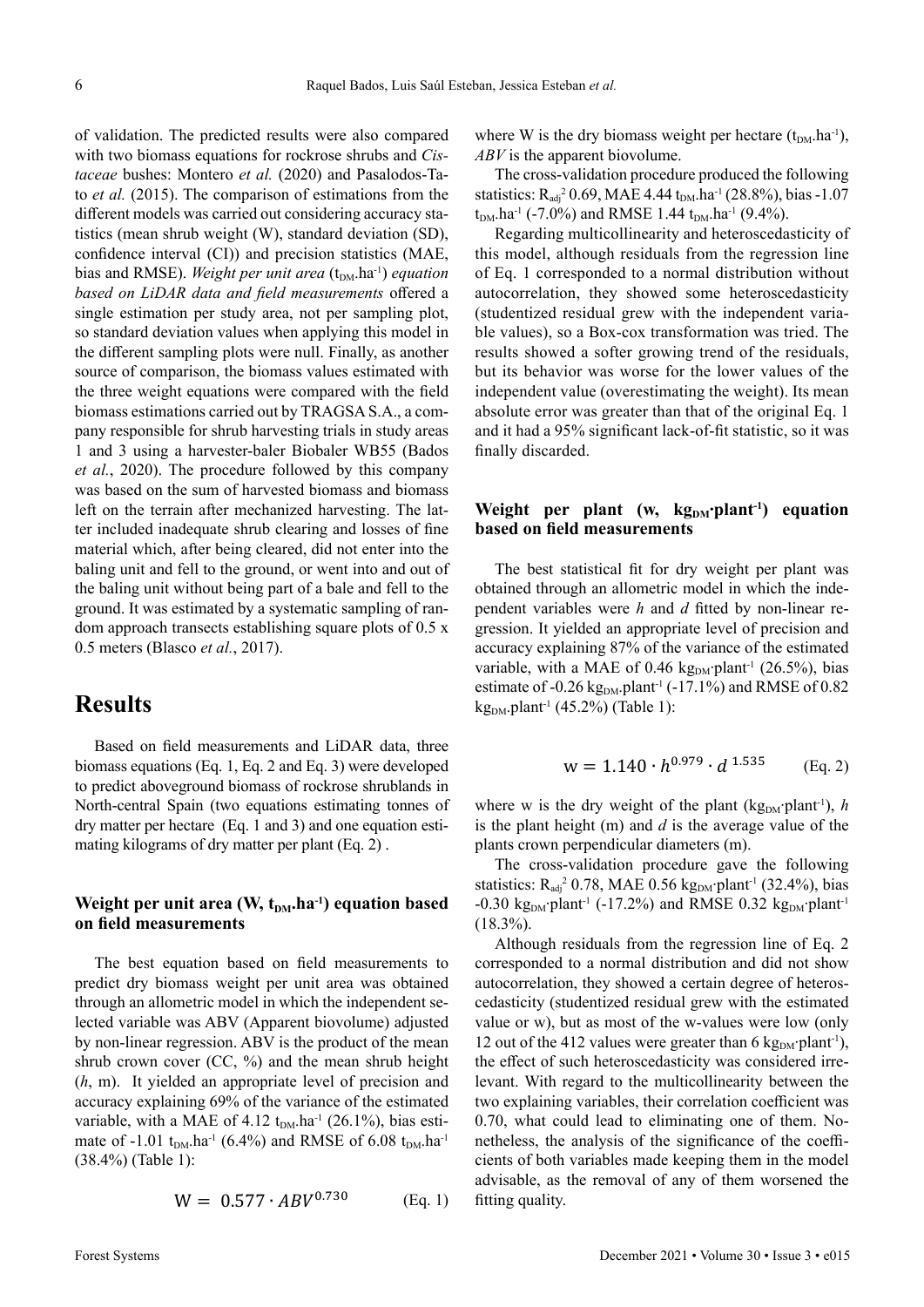of validation. The predicted results were also compared with two biomass equations for rockrose shrubs and *Cistaceae* bushes: Montero *et al.* (2020) and Pasalodos-Tato *et al.* (2015). The comparison of estimations from the different models was carried out considering accuracy statistics (mean shrub weight (W), standard deviation (SD), confidence interval (CI)) and precision statistics (MAE, bias and RMSE). *Weight per unit area* ($t_{DM}.ha^{-1}$) *equation based on LiDAR data and field measurements* offered a single estimation per study area, not per sampling plot, so standard deviation values when applying this model in the different sampling plots were null. Finally, as another source of comparison, the biomass values estimated with the three weight equations were compared with the field biomass estimations carried out by TRAGSA S.A., a company responsible for shrub harvesting trials in study areas 1 and 3 using a harvester-baler Biobaler WB55 (Bados *et al.*, 2020). The procedure followed by this company was based on the sum of harvested biomass and biomass left on the terrain after mechanized harvesting. The latter included inadequate shrub clearing and losses of fine material which, after being cleared, did not enter into the baling unit and fell to the ground, or went into and out of the baling unit without being part of a bale and fell to the ground. It was estimated by a systematic sampling of random approach transects establishing square plots of 0.5 x 0.5 meters (Blasco *et al.*, 2017).

# Results

Based on field measurements and LiDAR data, three biomass equations (Eq. 1, Eq. 2 and Eq. 3) were developed to predict aboveground biomass of rockrose shrublands in North-central Spain (two equations estimating tonnes of dry matter per hectare (Eq. 1 and 3) and one equation estimating kilograms of dry matter per plant (Eq. 2) .

## Weight per unit area (W, $t_{DM}.ha^{-1}$) equation based on field measurements

The best equation based on field measurements to predict dry biomass weight per unit area was obtained through an allometric model in which the independent selected variable was ABV (Apparent biovolume) adjusted by non-linear regression. ABV is the product of the mean shrub crown cover (CC, %) and the mean shrub height (*h*, m). It yielded an appropriate level of precision and accuracy explaining 69% of the variance of the estimated variable, with a MAE of 4.12 $t_{DM}.ha^{-1}$ (26.1%), bias estimate of -1.01 $t_{DM}.ha^{-1}$ (6.4%) and RMSE of 6.08 $t_{DM}.ha^{-1}$ (38.4%) (Table 1):

$$W = 0.577 \cdot ABV^{0.730} \qquad \text{(Eq. 1)}$$

where W is the dry biomass weight per hectare ($t_{DM}.ha^{-1}$), *ABV* is the apparent biovolume.

The cross-validation procedure produced the following statistics: $R_{adj}^2$ 0.69, MAE 4.44 $t_{DM}.ha^{-1}$ (28.8%), bias -1.07 $t_{DM}.ha^{-1}$ (-7.0%) and RMSE 1.44 $t_{DM}.ha^{-1}$ (9.4%).

Regarding multicollinearity and heteroscedasticity of this model, although residuals from the regression line of Eq. 1 corresponded to a normal distribution without autocorrelation, they showed some heteroscedasticity (studentized residual grew with the independent variable values), so a Box-cox transformation was tried. The results showed a softer growing trend of the residuals, but its behavior was worse for the lower values of the independent value (overestimating the weight). Its mean absolute error was greater than that of the original Eq. 1 and it had a 95% significant lack-of-fit statistic, so it was finally discarded.

## Weight per plant (w, $kg_{DM}·plant^{-1}$) equation based on field measurements

The best statistical fit for dry weight per plant was obtained through an allometric model in which the independent variables were *h* and *d* fitted by non-linear regression. It yielded an appropriate level of precision and accuracy explaining 87% of the variance of the estimated variable, with a MAE of 0.46 $kg_{DM}·plant^{-1}$ (26.5%), bias estimate of -0.26 $kg_{DM}.plant^{-1}$ (-17.1%) and RMSE of 0.82 $kg_{DM}.plant^{-1}$ (45.2%) (Table 1):

$$w = 1.140 \cdot h^{0.979} \cdot d^{\,1.535} \qquad \text{(Eq. 2)}$$

where w is the dry weight of the plant ($kg_{DM}·plant^{-1}$), *h* is the plant height (m) and *d* is the average value of the plants crown perpendicular diameters (m).

The cross-validation procedure gave the following statistics: $R_{adj}^2$ 0.78, MAE 0.56 $kg_{DM}·plant^{-1}$ (32.4%), bias -0.30 $kg_{DM}·plant^{-1}$ (-17.2%) and RMSE 0.32 $kg_{DM}·plant^{-1}$ (18.3%).

Although residuals from the regression line of Eq. 2 corresponded to a normal distribution and did not show autocorrelation, they showed a certain degree of heteroscedasticity (studentized residual grew with the estimated value or w), but as most of the w-values were low (only 12 out of the 412 values were greater than 6 $kg_{DM}·plant^{-1}$), the effect of such heteroscedasticity was considered irrelevant. With regard to the multicollinearity between the two explaining variables, their correlation coefficient was 0.70, what could lead to eliminating one of them. Nonetheless, the analysis of the significance of the coefficients of both variables made keeping them in the model advisable, as the removal of any of them worsened the fitting quality.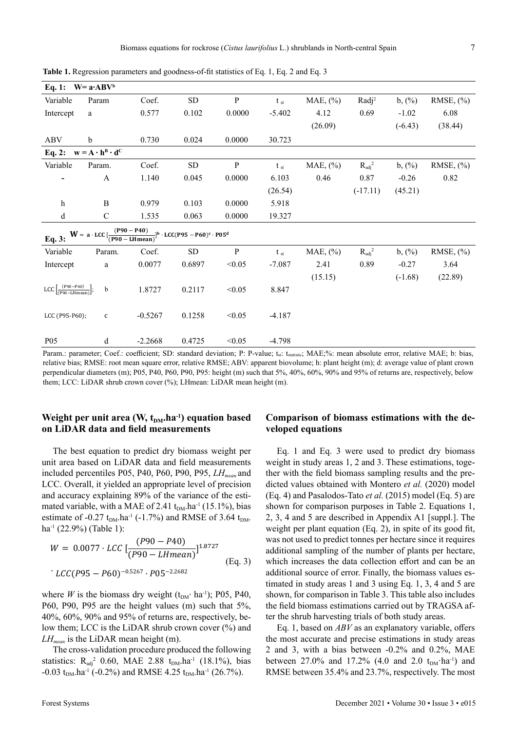**Table 1.** Regression parameters and goodness-of-fit statistics of Eq. 1, Eq. 2 and Eq. 3

| Variable | Param | Coef. | SD | P | $t_{st}$ | MAE, (%) | $R_{adj}^2$ | b, (%) | RMSE, (%) |
|---|---|---|---|---|---|---|---|---|---|
| **Eq. 1: $W = a \cdot ABV^b$** | | | | | | | | | |
| Intercept | a | 0.577 | 0.102 | 0.0000 | -5.402 | 4.12 (26.09) | 0.69 | -1.02 (-6.43) | 6.08 (38.44) |
| ABV | b | 0.730 | 0.024 | 0.0000 | 30.723 | | | | |
| **Eq. 2: $w = A \cdot h^B \cdot d^C$** | | | | | | | | | |
| - | A | 1.140 | 0.045 | 0.0000 | 6.103 (26.54) | 0.46 | 0.87 (-17.11) | -0.26 (45.21) | 0.82 |
| h | B | 0.979 | 0.103 | 0.0000 | 5.918 | | | | |
| d | C | 1.535 | 0.063 | 0.0000 | 19.327 | | | | |
| **Eq. 3: $W = a \cdot LCC\left[\frac{(P90 - P40)}{(P90 - LHmean)}\right]^b \cdot LCC(P95 - P60)^c \cdot P05^d$** | | | | | | | | | |
| Intercept | a | 0.0077 | 0.6897 | <0.05 | -7.087 | 2.41 (15.15) | 0.89 | -0.27 (-1.68) | 3.64 (22.89) |
| $LCC\left[\frac{(P90-P40)}{(P90-LHmean)}\right]$; | b | 1.8727 | 0.2117 | <0.05 | 8.847 | | | | |
| LCC (P95-P60); | c | -0.5267 | 0.1258 | <0.05 | -4.187 | | | | |
| P05 | d | -2.2668 | 0.4725 | <0.05 | -4.798 | | | | |

Param.: parameter; Coef.: coefficient; SD: standard deviation; P: P-value; $t_{st}$: $t_{statistic}$; MAE;%: mean absolute error, relative MAE; b: bias, relative bias; RMSE: root mean square error, relative RMSE; ABV: apparent biovolume; h: plant height (m); d: average value of plant crown perpendicular diameters (m); P05, P40, P60, P90, P95: height (m) such that 5%, 40%, 60%, 90% and 95% of returns are, respectively, below them; LCC: LiDAR shrub crown cover (%); LHmean: LiDAR mean height (m).

## Weight per unit area (W, $t_{DM}.ha^{-1}$) equation based on LiDAR data and field measurements

The best equation to predict dry biomass weight per unit area based on LiDAR data and field measurements included percentiles P05, P40, P60, P90, P95, $LH_{mean}$ and LCC. Overall, it yielded an appropriate level of precision and accuracy explaining 89% of the variance of the estimated variable, with a MAE of 2.41 $t_{DM}.ha^{-1}$ (15.1%), bias estimate of -0.27 $t_{DM}.ha^{-1}$ (-1.7%) and RMSE of 3.64 $t_{DM}.ha^{-1}$ (22.9%) (Table 1):

$$W = 0.0077 \cdot LCC\left[\frac{(P90 - P40)}{(P90 - LHmean)}\right]^{1.8727} \cdot LCC(P95 - P60)^{-0.5267} \cdot P05^{-2.2682} \quad \text{(Eq. 3)}$$

where *W* is the biomass dry weight ($t_{DM}\cdot ha^{-1}$); P05, P40, P60, P90, P95 are the height values (m) such that 5%, 40%, 60%, 90% and 95% of returns are, respectively, below them; LCC is the LiDAR shrub crown cover (%) and $LH_{mean}$ is the LiDAR mean height (m).

The cross-validation procedure produced the following statistics: $R_{adj}^2$ 0.60, MAE 2.88 $t_{DM}.ha^{-1}$ (18.1%), bias -0.03 $t_{DM}.ha^{-1}$ (-0.2%) and RMSE 4.25 $t_{DM}.ha^{-1}$ (26.7%).

## Comparison of biomass estimations with the developed equations

Eq. 1 and Eq. 3 were used to predict dry biomass weight in study areas 1, 2 and 3. These estimations, together with the field biomass sampling results and the predicted values obtained with Montero *et al.* (2020) model (Eq. 4) and Pasalodos-Tato *et al.* (2015) model (Eq. 5) are shown for comparison purposes in Table 2. Equations 1, 2, 3, 4 and 5 are described in Appendix A1 [suppl.]. The weight per plant equation (Eq. 2), in spite of its good fit, was not used to predict tonnes per hectare since it requires additional sampling of the number of plants per hectare, which increases the data collection effort and can be an additional source of error. Finally, the biomass values estimated in study areas 1 and 3 using Eq. 1, 3, 4 and 5 are shown, for comparison in Table 3. This table also includes the field biomass estimations carried out by TRAGSA after the shrub harvesting trials of both study areas.

Eq. 1, based on *ABV* as an explanatory variable, offers the most accurate and precise estimations in study areas 2 and 3, with a bias between -0.2% and 0.2%, MAE between 27.0% and 17.2% (4.0 and 2.0 $t_{DM}\cdot ha^{-1}$) and RMSE between 35.4% and 23.7%, respectively. The most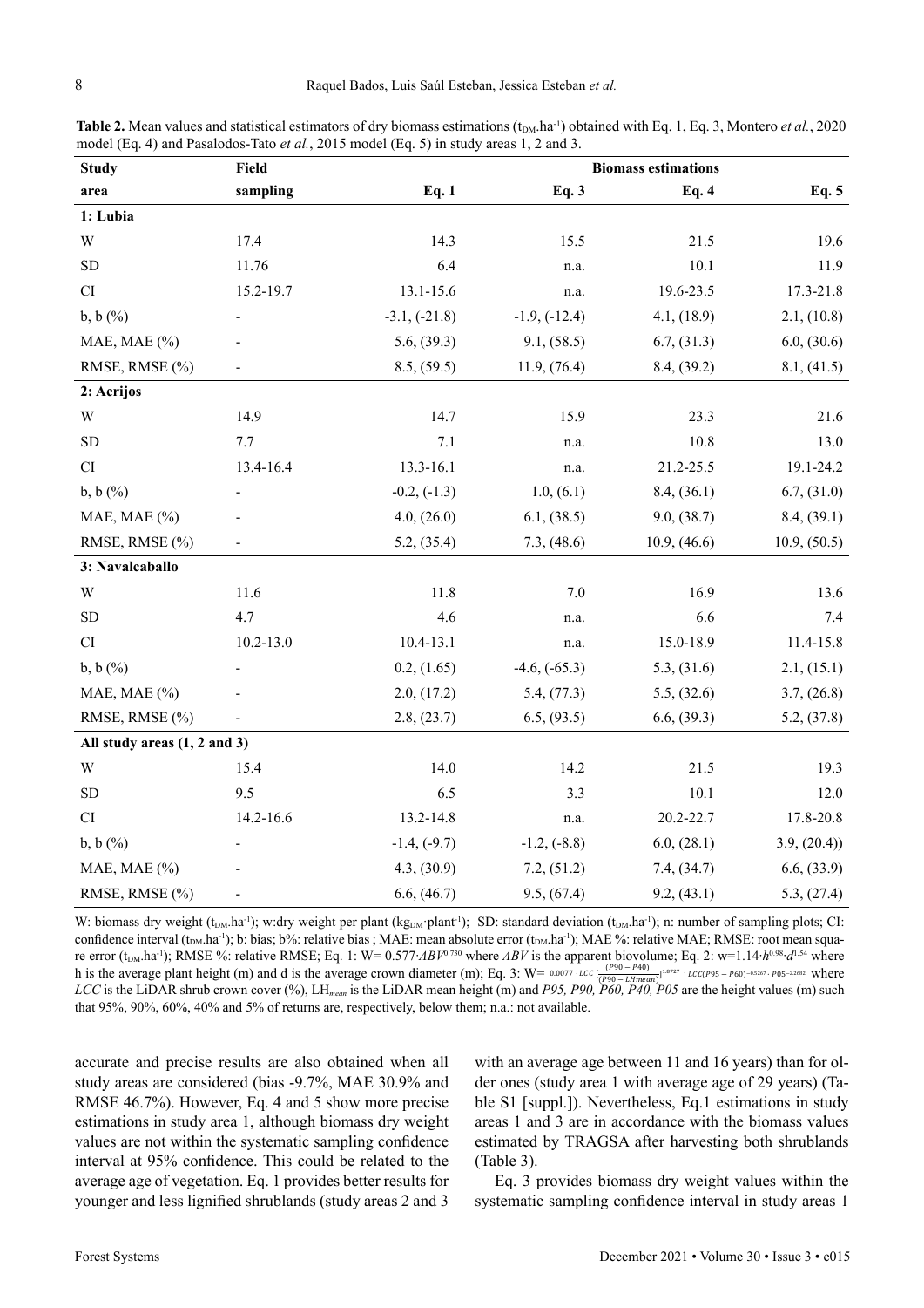**Table 2.** Mean values and statistical estimators of dry biomass estimations ($t_{DM}.ha^{-1}$) obtained with Eq. 1, Eq. 3, Montero *et al.*, 2020 model (Eq. 4) and Pasalodos-Tato *et al.*, 2015 model (Eq. 5) in study areas 1, 2 and 3.

| Study area | Field sampling | Biomass estimations | | | |
|---|---|---|---|---|---|
| | | Eq. 1 | Eq. 3 | Eq. 4 | Eq. 5 |
| **1: Lubia** | | | | | |
| W | 17.4 | 14.3 | 15.5 | 21.5 | 19.6 |
| SD | 11.76 | 6.4 | n.a. | 10.1 | 11.9 |
| CI | 15.2-19.7 | 13.1-15.6 | n.a. | 19.6-23.5 | 17.3-21.8 |
| b, b (%) | - | -3.1, (-21.8) | -1.9, (-12.4) | 4.1, (18.9) | 2.1, (10.8) |
| MAE, MAE (%) | - | 5.6, (39.3) | 9.1, (58.5) | 6.7, (31.3) | 6.0, (30.6) |
| RMSE, RMSE (%) | - | 8.5, (59.5) | 11.9, (76.4) | 8.4, (39.2) | 8.1, (41.5) |
| **2: Acrijos** | | | | | |
| W | 14.9 | 14.7 | 15.9 | 23.3 | 21.6 |
| SD | 7.7 | 7.1 | n.a. | 10.8 | 13.0 |
| CI | 13.4-16.4 | 13.3-16.1 | n.a. | 21.2-25.5 | 19.1-24.2 |
| b, b (%) | - | -0.2, (-1.3) | 1.0, (6.1) | 8.4, (36.1) | 6.7, (31.0) |
| MAE, MAE (%) | - | 4.0, (26.0) | 6.1, (38.5) | 9.0, (38.7) | 8.4, (39.1) |
| RMSE, RMSE (%) | - | 5.2, (35.4) | 7.3, (48.6) | 10.9, (46.6) | 10.9, (50.5) |
| **3: Navalcaballo** | | | | | |
| W | 11.6 | 11.8 | 7.0 | 16.9 | 13.6 |
| SD | 4.7 | 4.6 | n.a. | 6.6 | 7.4 |
| CI | 10.2-13.0 | 10.4-13.1 | n.a. | 15.0-18.9 | 11.4-15.8 |
| b, b (%) | - | 0.2, (1.65) | -4.6, (-65.3) | 5.3, (31.6) | 2.1, (15.1) |
| MAE, MAE (%) | - | 2.0, (17.2) | 5.4, (77.3) | 5.5, (32.6) | 3.7, (26.8) |
| RMSE, RMSE (%) | - | 2.8, (23.7) | 6.5, (93.5) | 6.6, (39.3) | 5.2, (37.8) |
| **All study areas (1, 2 and 3)** | | | | | |
| W | 15.4 | 14.0 | 14.2 | 21.5 | 19.3 |
| SD | 9.5 | 6.5 | 3.3 | 10.1 | 12.0 |
| CI | 14.2-16.6 | 13.2-14.8 | n.a. | 20.2-22.7 | 17.8-20.8 |
| b, b (%) | - | -1.4, (-9.7) | -1.2, (-8.8) | 6.0, (28.1) | 3.9, (20.4)) |
| MAE, MAE (%) | - | 4.3, (30.9) | 7.2, (51.2) | 7.4, (34.7) | 6.6, (33.9) |
| RMSE, RMSE (%) | - | 6.6, (46.7) | 9.5, (67.4) | 9.2, (43.1) | 5.3, (27.4) |

W: biomass dry weight ($t_{DM}.ha^{-1}$); w:dry weight per plant ($kg_{DM}\cdot plant^{-1}$); SD: standard deviation ($t_{DM}.ha^{-1}$); n: number of sampling plots; CI: confidence interval ($t_{DM}.ha^{-1}$); b: bias; b%: relative bias ; MAE: mean absolute error ($t_{DM}.ha^{-1}$); MAE %: relative MAE; RMSE: root mean square error ($t_{DM}.ha^{-1}$); RMSE %: relative RMSE; Eq. 1: $W= 0.577\cdot ABV^{0.730}$ where *ABV* is the apparent biovolume; Eq. 2: $w=1.14\cdot h^{0.98}\cdot d^{1.54}$ where h is the average plant height (m) and d is the average crown diameter (m); Eq. 3: $W= 0.0077\cdot LCC\left[\frac{(P90-P40)}{(P90-LH_{mean})}\right]^{1.8727}\cdot LCC(P95-P60)^{-0.5267}\cdot P05^{-2.2682}$ where *LCC* is the LiDAR shrub crown cover (%), $LH_{mean}$ is the LiDAR mean height (m) and *P95, P90, P60, P40, P05* are the height values (m) such that 95%, 90%, 60%, 40% and 5% of returns are, respectively, below them; n.a.: not available.

accurate and precise results are also obtained when all study areas are considered (bias -9.7%, MAE 30.9% and RMSE 46.7%). However, Eq. 4 and 5 show more precise estimations in study area 1, although biomass dry weight values are not within the systematic sampling confidence interval at 95% confidence. This could be related to the average age of vegetation. Eq. 1 provides better results for younger and less lignified shrublands (study areas 2 and 3 with an average age between 11 and 16 years) than for older ones (study area 1 with average age of 29 years) (Table S1 [suppl.]). Nevertheless, Eq.1 estimations in study areas 1 and 3 are in accordance with the biomass values estimated by TRAGSA after harvesting both shrublands (Table 3).

Eq. 3 provides biomass dry weight values within the systematic sampling confidence interval in study areas 1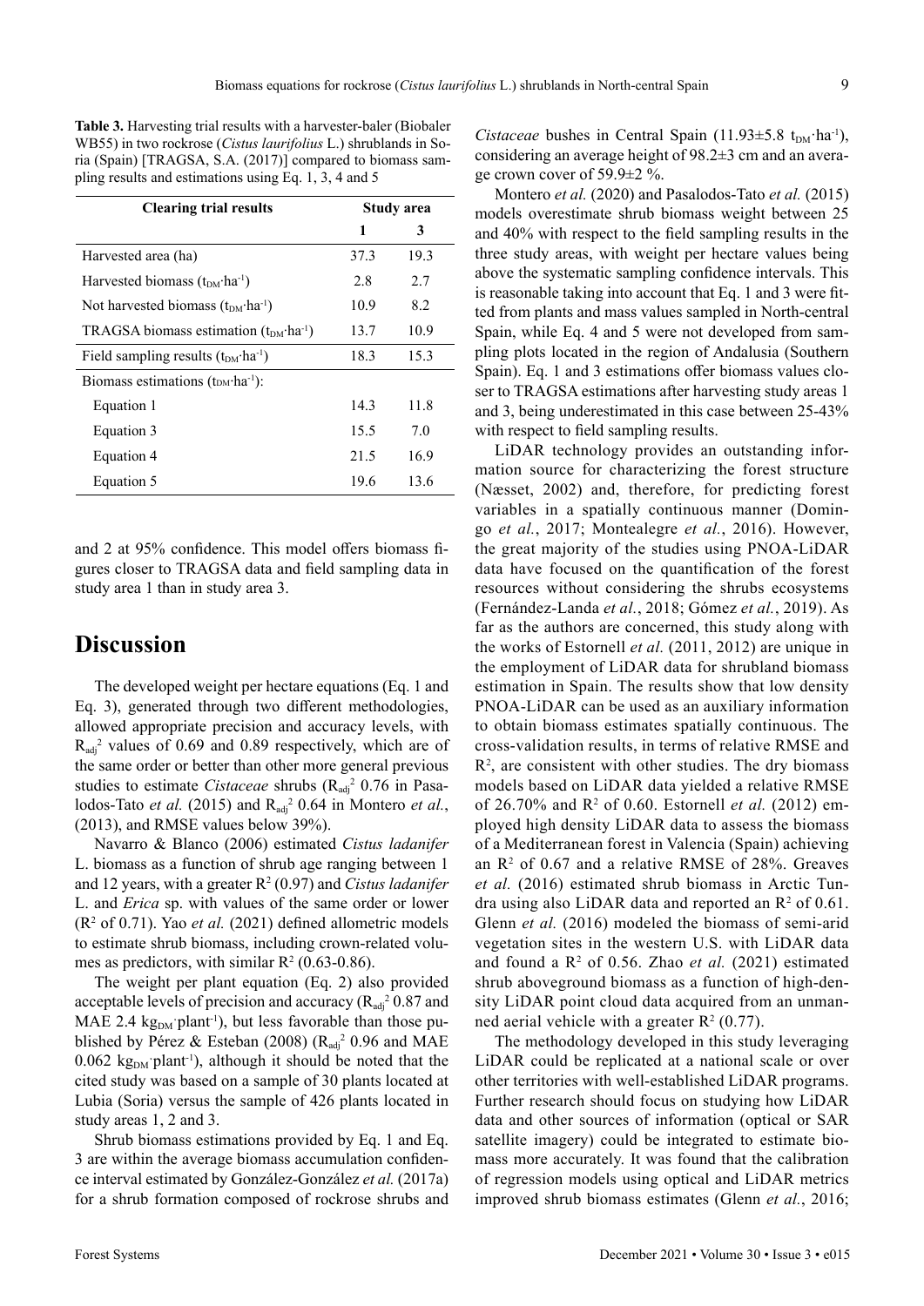**Table 3.** Harvesting trial results with a harvester-baler (Biobaler WB55) in two rockrose (*Cistus laurifolius* L.) shrublands in Soria (Spain) [TRAGSA, S.A. (2017)] compared to biomass sampling results and estimations using Eq. 1, 3, 4 and 5

| Clearing trial results | Study area | |
|---|---|---|
| | 1 | 3 |
| Harvested area (ha) | 37.3 | 19.3 |
| Harvested biomass ($t_{DM}·ha^{-1}$) | 2.8 | 2.7 |
| Not harvested biomass ($t_{DM}·ha^{-1}$) | 10.9 | 8.2 |
| TRAGSA biomass estimation ($t_{DM}·ha^{-1}$) | 13.7 | 10.9 |
| Field sampling results ($t_{DM}·ha^{-1}$) | 18.3 | 15.3 |
| Biomass estimations ($t_{DM}·ha^{-1}$): | | |
| Equation 1 | 14.3 | 11.8 |
| Equation 3 | 15.5 | 7.0 |
| Equation 4 | 21.5 | 16.9 |
| Equation 5 | 19.6 | 13.6 |

and 2 at 95% confidence. This model offers biomass figures closer to TRAGSA data and field sampling data in study area 1 than in study area 3.

# Discussion

The developed weight per hectare equations (Eq. 1 and Eq. 3), generated through two different methodologies, allowed appropriate precision and accuracy levels, with $R_{adj}^2$ values of 0.69 and 0.89 respectively, which are of the same order or better than other more general previous studies to estimate *Cistaceae* shrubs ($R_{adj}^2$ 0.76 in Pasalodos-Tato *et al.* (2015) and $R_{adj}^2$ 0.64 in Montero *et al.*, (2013), and RMSE values below 39%).

Navarro & Blanco (2006) estimated *Cistus ladanifer* L. biomass as a function of shrub age ranging between 1 and 12 years, with a greater $R^2$ (0.97) and *Cistus ladanifer* L. and *Erica* sp. with values of the same order or lower ($R^2$ of 0.71). Yao *et al.* (2021) defined allometric models to estimate shrub biomass, including crown-related volumes as predictors, with similar $R^2$ (0.63-0.86).

The weight per plant equation (Eq. 2) also provided acceptable levels of precision and accuracy ($R_{adj}^2$ 0.87 and MAE 2.4 $kg_{DM}·plant^{-1}$), but less favorable than those published by Pérez & Esteban (2008) ($R_{adj}^2$ 0.96 and MAE 0.062 $kg_{DM}·plant^{-1}$), although it should be noted that the cited study was based on a sample of 30 plants located at Lubia (Soria) versus the sample of 426 plants located in study areas 1, 2 and 3.

Shrub biomass estimations provided by Eq. 1 and Eq. 3 are within the average biomass accumulation confidence interval estimated by González-González *et al.* (2017a) for a shrub formation composed of rockrose shrubs and *Cistaceae* bushes in Central Spain (11.93±5.8 $t_{DM}·ha^{-1}$), considering an average height of 98.2±3 cm and an average crown cover of 59.9±2 %.

Montero *et al.* (2020) and Pasalodos-Tato *et al.* (2015) models overestimate shrub biomass weight between 25 and 40% with respect to the field sampling results in the three study areas, with weight per hectare values being above the systematic sampling confidence intervals. This is reasonable taking into account that Eq. 1 and 3 were fitted from plants and mass values sampled in North-central Spain, while Eq. 4 and 5 were not developed from sampling plots located in the region of Andalusia (Southern Spain). Eq. 1 and 3 estimations offer biomass values closer to TRAGSA estimations after harvesting study areas 1 and 3, being underestimated in this case between 25-43% with respect to field sampling results.

LiDAR technology provides an outstanding information source for characterizing the forest structure (Næsset, 2002) and, therefore, for predicting forest variables in a spatially continuous manner (Domingo *et al.*, 2017; Montealegre *et al.*, 2016). However, the great majority of the studies using PNOA-LiDAR data have focused on the quantification of the forest resources without considering the shrubs ecosystems (Fernández-Landa *et al.*, 2018; Gómez *et al.*, 2019). As far as the authors are concerned, this study along with the works of Estornell *et al.* (2011, 2012) are unique in the employment of LiDAR data for shrubland biomass estimation in Spain. The results show that low density PNOA-LiDAR can be used as an auxiliary information to obtain biomass estimates spatially continuous. The cross-validation results, in terms of relative RMSE and $R^2$, are consistent with other studies. The dry biomass models based on LiDAR data yielded a relative RMSE of 26.70% and $R^2$ of 0.60. Estornell *et al.* (2012) employed high density LiDAR data to assess the biomass of a Mediterranean forest in Valencia (Spain) achieving an $R^2$ of 0.67 and a relative RMSE of 28%. Greaves *et al.* (2016) estimated shrub biomass in Arctic Tundra using also LiDAR data and reported an $R^2$ of 0.61. Glenn *et al.* (2016) modeled the biomass of semi-arid vegetation sites in the western U.S. with LiDAR data and found a $R^2$ of 0.56. Zhao *et al.* (2021) estimated shrub aboveground biomass as a function of high-density LiDAR point cloud data acquired from an unmanned aerial vehicle with a greater $R^2$ (0.77).

The methodology developed in this study leveraging LiDAR could be replicated at a national scale or over other territories with well-established LiDAR programs. Further research should focus on studying how LiDAR data and other sources of information (optical or SAR satellite imagery) could be integrated to estimate biomass more accurately. It was found that the calibration of regression models using optical and LiDAR metrics improved shrub biomass estimates (Glenn *et al.*, 2016;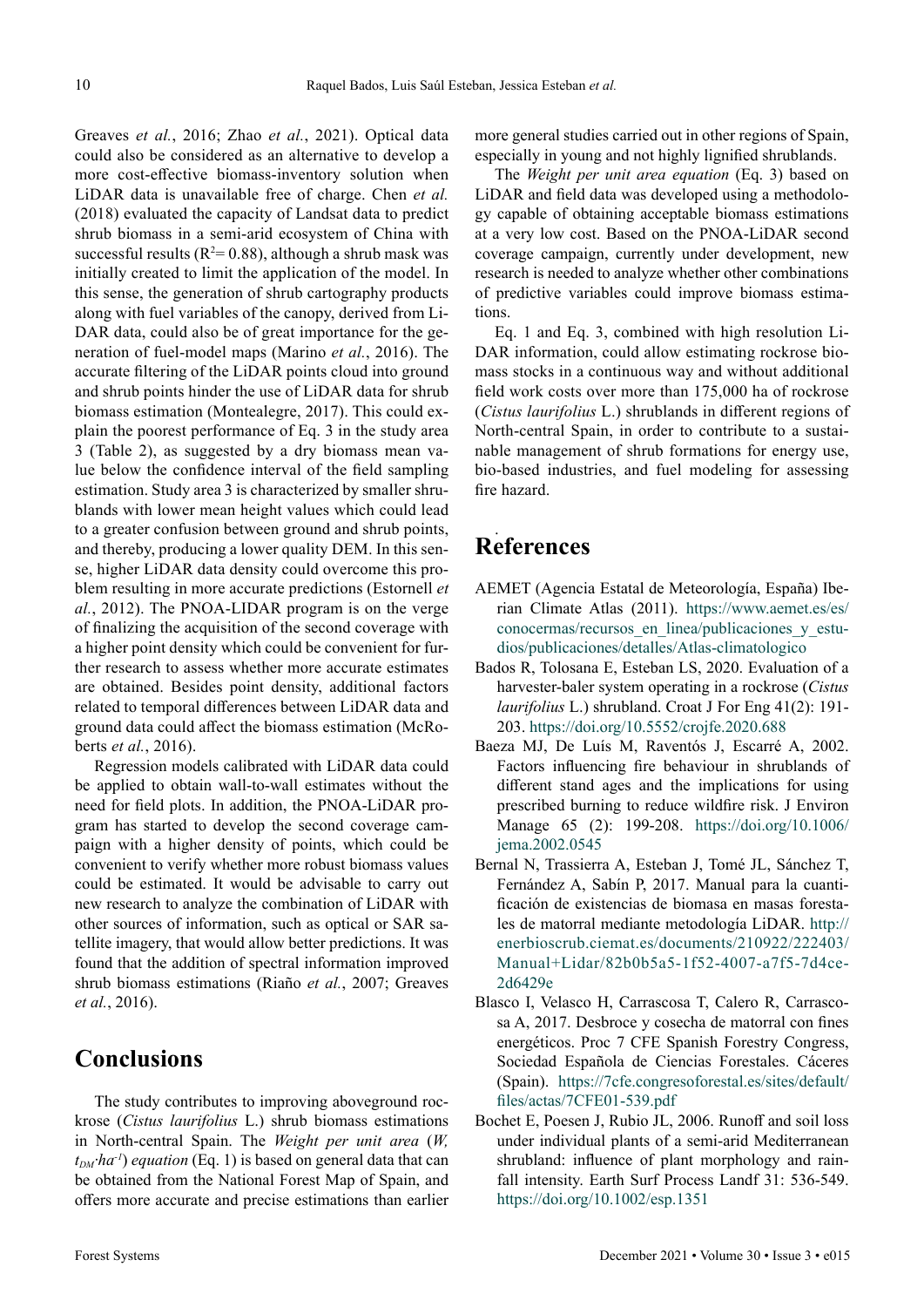Greaves *et al.*, 2016; Zhao *et al.*, 2021). Optical data could also be considered as an alternative to develop a more cost-effective biomass-inventory solution when LiDAR data is unavailable free of charge. Chen *et al.* (2018) evaluated the capacity of Landsat data to predict shrub biomass in a semi-arid ecosystem of China with successful results ($R^2$= 0.88), although a shrub mask was initially created to limit the application of the model. In this sense, the generation of shrub cartography products along with fuel variables of the canopy, derived from LiDAR data, could also be of great importance for the generation of fuel-model maps (Marino *et al.*, 2016). The accurate filtering of the LiDAR points cloud into ground and shrub points hinder the use of LiDAR data for shrub biomass estimation (Montealegre, 2017). This could explain the poorest performance of Eq. 3 in the study area 3 (Table 2), as suggested by a dry biomass mean value below the confidence interval of the field sampling estimation. Study area 3 is characterized by smaller shrublands with lower mean height values which could lead to a greater confusion between ground and shrub points, and thereby, producing a lower quality DEM. In this sense, higher LiDAR data density could overcome this problem resulting in more accurate predictions (Estornell *et al.*, 2012). The PNOA-LIDAR program is on the verge of finalizing the acquisition of the second coverage with a higher point density which could be convenient for further research to assess whether more accurate estimates are obtained. Besides point density, additional factors related to temporal differences between LiDAR data and ground data could affect the biomass estimation (McRoberts *et al.*, 2016).

Regression models calibrated with LiDAR data could be applied to obtain wall-to-wall estimates without the need for field plots. In addition, the PNOA-LiDAR program has started to develop the second coverage campaign with a higher density of points, which could be convenient to verify whether more robust biomass values could be estimated. It would be advisable to carry out new research to analyze the combination of LiDAR with other sources of information, such as optical or SAR satellite imagery, that would allow better predictions. It was found that the addition of spectral information improved shrub biomass estimations (Riaño *et al.*, 2007; Greaves *et al.*, 2016).

# Conclusions

The study contributes to improving aboveground rockrose (*Cistus laurifolius* L.) shrub biomass estimations in North-central Spain. The *Weight per unit area* (*W,* $t_{DM}{\cdot}ha^{-1}$) *equation* (Eq. 1) is based on general data that can be obtained from the National Forest Map of Spain, and offers more accurate and precise estimations than earlier more general studies carried out in other regions of Spain, especially in young and not highly lignified shrublands.

The *Weight per unit area equation* (Eq. 3) based on LiDAR and field data was developed using a methodology capable of obtaining acceptable biomass estimations at a very low cost. Based on the PNOA-LiDAR second coverage campaign, currently under development, new research is needed to analyze whether other combinations of predictive variables could improve biomass estimations.

Eq. 1 and Eq. 3, combined with high resolution LiDAR information, could allow estimating rockrose biomass stocks in a continuous way and without additional field work costs over more than 175,000 ha of rockrose (*Cistus laurifolius* L.) shrublands in different regions of North-central Spain, in order to contribute to a sustainable management of shrub formations for energy use, bio-based industries, and fuel modeling for assessing fire hazard.

# References

AEMET (Agencia Estatal de Meteorología, España) Iberian Climate Atlas (2011). https://www.aemet.es/es/conocermas/recursos_en_linea/publicaciones_y_estudios/publicaciones/detalles/Atlas-climatologico

Bados R, Tolosana E, Esteban LS, 2020. Evaluation of a harvester-baler system operating in a rockrose (*Cistus laurifolius* L.) shrubland. Croat J For Eng 41(2): 191-203. https://doi.org/10.5552/crojfe.2020.688

Baeza MJ, De Luís M, Raventós J, Escarré A, 2002. Factors influencing fire behaviour in shrublands of different stand ages and the implications for using prescribed burning to reduce wildfire risk. J Environ Manage 65 (2): 199-208. https://doi.org/10.1006/jema.2002.0545

Bernal N, Trassierra A, Esteban J, Tomé JL, Sánchez T, Fernández A, Sabín P, 2017. Manual para la cuantificación de existencias de biomasa en masas forestales de matorral mediante metodología LiDAR. http://enerbioscrub.ciemat.es/documents/210922/222403/Manual+Lidar/82b0b5a5-1f52-4007-a7f5-7d4ce2d6429e

Blasco I, Velasco H, Carrascosa T, Calero R, Carrascosa A, 2017. Desbroce y cosecha de matorral con fines energéticos. Proc 7 CFE Spanish Forestry Congress, Sociedad Española de Ciencias Forestales. Cáceres (Spain). https://7cfe.congresoforestal.es/sites/default/files/actas/7CFE01-539.pdf

Bochet E, Poesen J, Rubio JL, 2006. Runoff and soil loss under individual plants of a semi-arid Mediterranean shrubland: influence of plant morphology and rainfall intensity. Earth Surf Process Landf 31: 536-549. https://doi.org/10.1002/esp.1351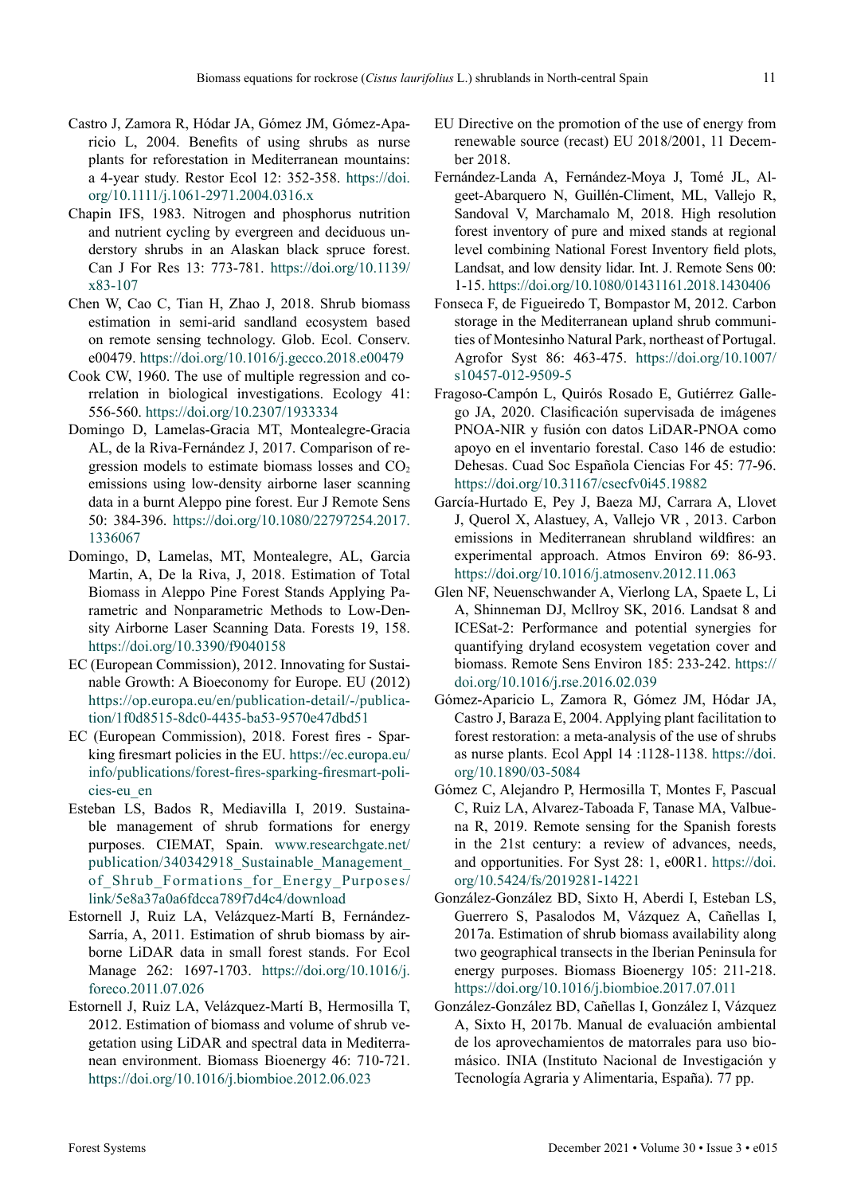Castro J, Zamora R, Hódar JA, Gómez JM, Gómez-Aparicio L, 2004. Benefits of using shrubs as nurse plants for reforestation in Mediterranean mountains: a 4-year study. Restor Ecol 12: 352-358. https://doi.org/10.1111/j.1061-2971.2004.0316.x

Chapin IFS, 1983. Nitrogen and phosphorus nutrition and nutrient cycling by evergreen and deciduous understory shrubs in an Alaskan black spruce forest. Can J For Res 13: 773-781. https://doi.org/10.1139/x83-107

Chen W, Cao C, Tian H, Zhao J, 2018. Shrub biomass estimation in semi-arid sandland ecosystem based on remote sensing technology. Glob. Ecol. Conserv. e00479. https://doi.org/10.1016/j.gecco.2018.e00479

Cook CW, 1960. The use of multiple regression and correlation in biological investigations. Ecology 41: 556-560. https://doi.org/10.2307/1933334

Domingo D, Lamelas-Gracia MT, Montealegre-Gracia AL, de la Riva-Fernández J, 2017. Comparison of regression models to estimate biomass losses and $CO_2$ emissions using low-density airborne laser scanning data in a burnt Aleppo pine forest. Eur J Remote Sens 50: 384-396. https://doi.org/10.1080/22797254.2017.1336067

Domingo, D, Lamelas, MT, Montealegre, AL, Garcia Martin, A, De la Riva, J, 2018. Estimation of Total Biomass in Aleppo Pine Forest Stands Applying Parametric and Nonparametric Methods to Low-Density Airborne Laser Scanning Data. Forests 19, 158. https://doi.org/10.3390/f9040158

EC (European Commission), 2012. Innovating for Sustainable Growth: A Bioeconomy for Europe. EU (2012) https://op.europa.eu/en/publication-detail/-/publication/1f0d8515-8dc0-4435-ba53-9570e47dbd51

EC (European Commission), 2018. Forest fires - Sparking firesmart policies in the EU. https://ec.europa.eu/info/publications/forest-fires-sparking-firesmart-policies-eu_en

Esteban LS, Bados R, Mediavilla I, 2019. Sustainable management of shrub formations for energy purposes. CIEMAT, Spain. www.researchgate.net/publication/340342918_Sustainable_Management_of_Shrub_Formations_for_Energy_Purposes/link/5e8a37a0a6fdcca789f7d4c4/download

Estornell J, Ruiz LA, Velázquez-Martí B, Fernández-Sarría, A, 2011. Estimation of shrub biomass by airborne LiDAR data in small forest stands. For Ecol Manage 262: 1697-1703. https://doi.org/10.1016/j.foreco.2011.07.026

Estornell J, Ruiz LA, Velázquez-Martí B, Hermosilla T, 2012. Estimation of biomass and volume of shrub vegetation using LiDAR and spectral data in Mediterranean environment. Biomass Bioenergy 46: 710-721. https://doi.org/10.1016/j.biombioe.2012.06.023

EU Directive on the promotion of the use of energy from renewable source (recast) EU 2018/2001, 11 December 2018.

Fernández-Landa A, Fernández-Moya J, Tomé JL, Algeet-Abarquero N, Guillén-Climent, ML, Vallejo R, Sandoval V, Marchamalo M, 2018. High resolution forest inventory of pure and mixed stands at regional level combining National Forest Inventory field plots, Landsat, and low density lidar. Int. J. Remote Sens 00: 1-15. https://doi.org/10.1080/01431161.2018.1430406

Fonseca F, de Figueiredo T, Bompastor M, 2012. Carbon storage in the Mediterranean upland shrub communities of Montesinho Natural Park, northeast of Portugal. Agrofor Syst 86: 463-475. https://doi.org/10.1007/s10457-012-9509-5

Fragoso-Campón L, Quirós Rosado E, Gutiérrez Gallego JA, 2020. Clasificación supervisada de imágenes PNOA-NIR y fusión con datos LiDAR-PNOA como apoyo en el inventario forestal. Caso 146 de estudio: Dehesas. Cuad Soc Española Ciencias For 45: 77-96. https://doi.org/10.31167/csecfv0i45.19882

García-Hurtado E, Pey J, Baeza MJ, Carrara A, Llovet J, Querol X, Alastuey, A, Vallejo VR , 2013. Carbon emissions in Mediterranean shrubland wildfires: an experimental approach. Atmos Environ 69: 86-93. https://doi.org/10.1016/j.atmosenv.2012.11.063

Glen NF, Neuenschwander A, Vierlong LA, Spaete L, Li A, Shinneman DJ, Mcllroy SK, 2016. Landsat 8 and ICESat-2: Performance and potential synergies for quantifying dryland ecosystem vegetation cover and biomass. Remote Sens Environ 185: 233-242. https://doi.org/10.1016/j.rse.2016.02.039

Gómez-Aparicio L, Zamora R, Gómez JM, Hódar JA, Castro J, Baraza E, 2004. Applying plant facilitation to forest restoration: a meta-analysis of the use of shrubs as nurse plants. Ecol Appl 14 :1128-1138. https://doi.org/10.1890/03-5084

Gómez C, Alejandro P, Hermosilla T, Montes F, Pascual C, Ruiz LA, Alvarez-Taboada F, Tanase MA, Valbuena R, 2019. Remote sensing for the Spanish forests in the 21st century: a review of advances, needs, and opportunities. For Syst 28: 1, e00R1. https://doi.org/10.5424/fs/2019281-14221

González-González BD, Sixto H, Aberdi I, Esteban LS, Guerrero S, Pasalodos M, Vázquez A, Cañellas I, 2017a. Estimation of shrub biomass availability along two geographical transects in the Iberian Peninsula for energy purposes. Biomass Bioenergy 105: 211-218. https://doi.org/10.1016/j.biombioe.2017.07.011

González-González BD, Cañellas I, González I, Vázquez A, Sixto H, 2017b. Manual de evaluación ambiental de los aprovechamientos de matorrales para uso biomásico. INIA (Instituto Nacional de Investigación y Tecnología Agraria y Alimentaria, España). 77 pp.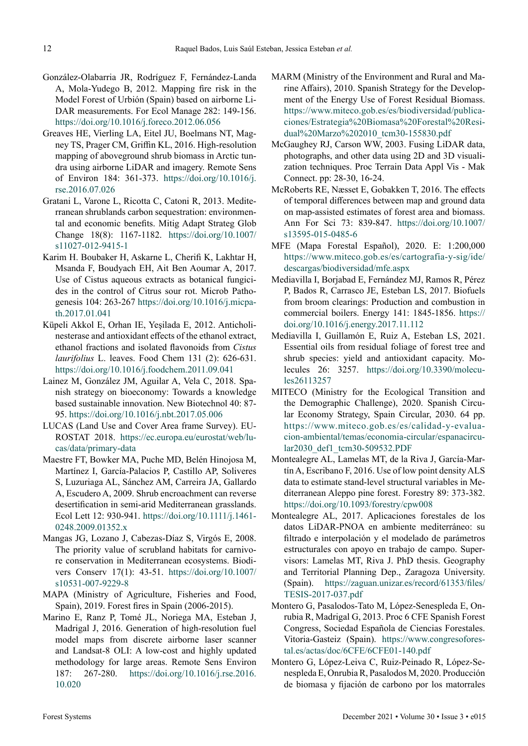González-Olabarria JR, Rodríguez F, Fernández-Landa A, Mola-Yudego B, 2012. Mapping fire risk in the Model Forest of Urbión (Spain) based on airborne LiDAR measurements. For Ecol Manage 282: 149-156. https://doi.org/10.1016/j.foreco.2012.06.056

Greaves HE, Vierling LA, Eitel JU, Boelmans NT, Magney TS, Prager CM, Griffin KL, 2016. High-resolution mapping of aboveground shrub biomass in Arctic tundra using airborne LiDAR and imagery. Remote Sens of Environ 184: 361-373. https://doi.org/10.1016/j.rse.2016.07.026

Gratani L, Varone L, Ricotta C, Catoni R, 2013. Mediterranean shrublands carbon sequestration: environmental and economic benefits. Mitig Adapt Strateg Glob Change 18(8): 1167-1182. https://doi.org/10.1007/s11027-012-9415-1

Karim H. Boubaker H, Askarne L, Cherifi K, Lakhtar H, Msanda F, Boudyach EH, Ait Ben Aoumar A, 2017. Use of Cistus aqueous extracts as botanical fungicides in the control of Citrus sour rot. Microb Pathogenesis 104: 263-267 https://doi.org/10.1016/j.micpath.2017.01.041

Küpeli Akkol E, Orhan IE, Yeşilada E, 2012. Anticholinesterase and antioxidant effects of the ethanol extract, ethanol fractions and isolated flavonoids from *Cistus laurifolius* L. leaves. Food Chem 131 (2): 626-631. https://doi.org/10.1016/j.foodchem.2011.09.041

Lainez M, González JM, Aguilar A, Vela C, 2018. Spanish strategy on bioeconomy: Towards a knowledge based sustainable innovation. New Biotechnol 40: 87-95. https://doi.org/10.1016/j.nbt.2017.05.006

LUCAS (Land Use and Cover Area frame Survey). EUROSTAT 2018. https://ec.europa.eu/eurostat/web/lucas/data/primary-data

Maestre FT, Bowker MA, Puche MD, Belén Hinojosa M, Martínez I, García-Palacios P, Castillo AP, Soliveres S, Luzuriaga AL, Sánchez AM, Carreira JA, Gallardo A, Escudero A, 2009. Shrub encroachment can reverse desertification in semi-arid Mediterranean grasslands. Ecol Lett 12: 930-941. https://doi.org/10.1111/j.1461-0248.2009.01352.x

Mangas JG, Lozano J, Cabezas-Díaz S, Virgós E, 2008. The priority value of scrubland habitats for carnivore conservation in Mediterranean ecosystems. Biodivers Conserv 17(1): 43-51. https://doi.org/10.1007/s10531-007-9229-8

MAPA (Ministry of Agriculture, Fisheries and Food, Spain), 2019. Forest fires in Spain (2006-2015).

Marino E, Ranz P, Tomé JL, Noriega MA, Esteban J, Madrigal J, 2016. Generation of high-resolution fuel model maps from discrete airborne laser scanner and Landsat-8 OLI: A low-cost and highly updated methodology for large areas. Remote Sens Environ 187: 267-280. https://doi.org/10.1016/j.rse.2016.10.020

MARM (Ministry of the Environment and Rural and Marine Affairs), 2010. Spanish Strategy for the Development of the Energy Use of Forest Residual Biomass. https://www.miteco.gob.es/es/biodiversidad/publicaciones/Estrategia%20Biomasa%20Forestal%20Residual%20Marzo%202010_tcm30-155830.pdf

McGaughey RJ, Carson WW, 2003. Fusing LiDAR data, photographs, and other data using 2D and 3D visualization techniques. Proc Terrain Data Appl Vis - Mak Connect. pp: 28-30, 16-24.

McRoberts RE, Næsset E, Gobakken T, 2016. The effects of temporal differences between map and ground data on map-assisted estimates of forest area and biomass. Ann For Sci 73: 839-847. https://doi.org/10.1007/s13595-015-0485-6

MFE (Mapa Forestal Español), 2020. E: 1:200,000 https://www.miteco.gob.es/es/cartografia-y-sig/ide/descargas/biodiversidad/mfe.aspx

Mediavilla I, Borjabad E, Fernández MJ, Ramos R, Pérez P, Bados R, Carrasco JE, Esteban LS, 2017. Biofuels from broom clearings: Production and combustion in commercial boilers. Energy 141: 1845-1856. https://doi.org/10.1016/j.energy.2017.11.112

Mediavilla I, Guillamón E, Ruiz A, Esteban LS, 2021. Essential oils from residual foliage of forest tree and shrub species: yield and antioxidant capacity. Molecules 26: 3257. https://doi.org/10.3390/molecules26113257

MITECO (Ministry for the Ecological Transition and the Demographic Challenge), 2020. Spanish Circular Economy Strategy, Spain Circular, 2030. 64 pp. https://www.miteco.gob.es/es/calidad-y-evaluacion-ambiental/temas/economia-circular/espanacircular2030_def1_tcm30-509532.PDF

Montealegre AL, Lamelas MT, de la Riva J, García-Martín A, Escribano F, 2016. Use of low point density ALS data to estimate stand-level structural variables in Mediterranean Aleppo pine forest. Forestry 89: 373-382. https://doi.org/10.1093/forestry/cpw008

Montealegre AL, 2017. Aplicaciones forestales de los datos LiDAR-PNOA en ambiente mediterráneo: su filtrado e interpolación y el modelado de parámetros estructurales con apoyo en trabajo de campo. Supervisors: Lamelas MT, Riva J. PhD thesis. Geography and Territorial Planning Dep., Zaragoza University. (Spain). https://zaguan.unizar.es/record/61353/files/TESIS-2017-037.pdf

Montero G, Pasalodos-Tato M, López-Senespleda E, Onrubia R, Madrigal G, 2013. Proc 6 CFE Spanish Forest Congress, Sociedad Española de Ciencias Forestales. Vitoria-Gasteiz (Spain). https://www.congresoforestal.es/actas/doc/6CFE/6CFE01-140.pdf

Montero G, López-Leiva C, Ruiz-Peinado R, López-Senespleda E, Onrubia R, Pasalodos M, 2020. Producción de biomasa y fijación de carbono por los matorrales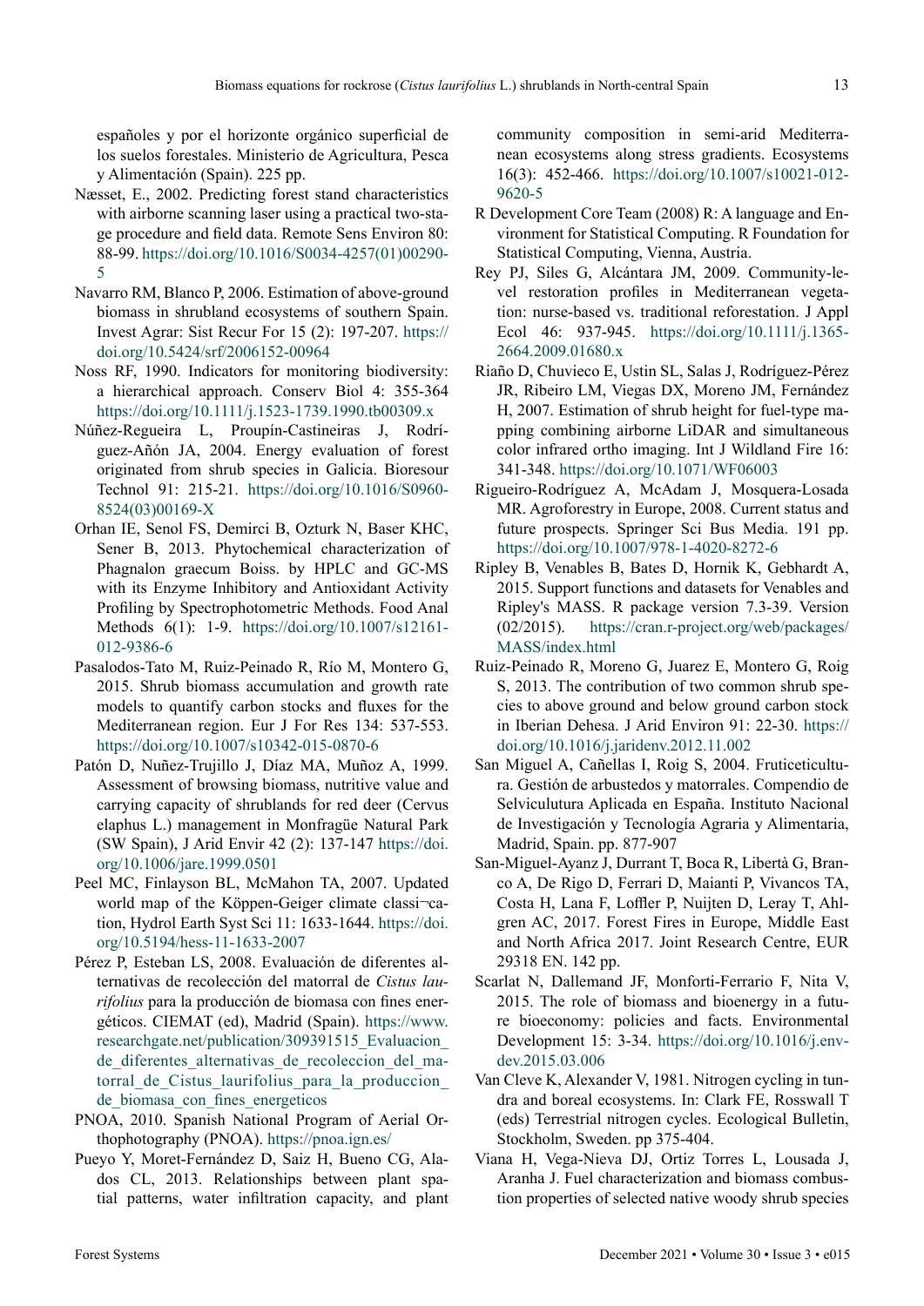españoles y por el horizonte orgánico superficial de los suelos forestales. Ministerio de Agricultura, Pesca y Alimentación (Spain). 225 pp.

Næsset, E., 2002. Predicting forest stand characteristics with airborne scanning laser using a practical two-stage procedure and field data. Remote Sens Environ 80: 88-99. https://doi.org/10.1016/S0034-4257(01)00290-5

Navarro RM, Blanco P, 2006. Estimation of above-ground biomass in shrubland ecosystems of southern Spain. Invest Agrar: Sist Recur For 15 (2): 197-207. https://doi.org/10.5424/srf/2006152-00964

Noss RF, 1990. Indicators for monitoring biodiversity: a hierarchical approach. Conserv Biol 4: 355-364 https://doi.org/10.1111/j.1523-1739.1990.tb00309.x

Núñez-Regueira L, Proupín-Castineiras J, Rodríguez-Añón JA, 2004. Energy evaluation of forest originated from shrub species in Galicia. Bioresour Technol 91: 215-21. https://doi.org/10.1016/S0960-8524(03)00169-X

Orhan IE, Senol FS, Demirci B, Ozturk N, Baser KHC, Sener B, 2013. Phytochemical characterization of Phagnalon graecum Boiss. by HPLC and GC-MS with its Enzyme Inhibitory and Antioxidant Activity Profiling by Spectrophotometric Methods. Food Anal Methods 6(1): 1-9. https://doi.org/10.1007/s12161-012-9386-6

Pasalodos-Tato M, Ruiz-Peinado R, Río M, Montero G, 2015. Shrub biomass accumulation and growth rate models to quantify carbon stocks and fluxes for the Mediterranean region. Eur J For Res 134: 537-553. https://doi.org/10.1007/s10342-015-0870-6

Patón D, Nuñez-Trujillo J, Díaz MA, Muñoz A, 1999. Assessment of browsing biomass, nutritive value and carrying capacity of shrublands for red deer (Cervus elaphus L.) management in Monfragüe Natural Park (SW Spain), J Arid Envir 42 (2): 137-147 https://doi.org/10.1006/jare.1999.0501

Peel MC, Finlayson BL, McMahon TA, 2007. Updated world map of the Köppen-Geiger climate classi¬cation, Hydrol Earth Syst Sci 11: 1633-1644. https://doi.org/10.5194/hess-11-1633-2007

Pérez P, Esteban LS, 2008. Evaluación de diferentes alternativas de recolección del matorral de *Cistus laurifolius* para la producción de biomasa con fines energéticos. CIEMAT (ed), Madrid (Spain). https://www.researchgate.net/publication/309391515_Evaluacion_de_diferentes_alternativas_de_recoleccion_del_matorral_de_Cistus_laurifolius_para_la_produccion_de_biomasa_con_fines_energeticos

PNOA, 2010. Spanish National Program of Aerial Orthophotography (PNOA). https://pnoa.ign.es/

Pueyo Y, Moret-Fernández D, Saiz H, Bueno CG, Alados CL, 2013. Relationships between plant spatial patterns, water infiltration capacity, and plant community composition in semi-arid Mediterranean ecosystems along stress gradients. Ecosystems 16(3): 452-466. https://doi.org/10.1007/s10021-012-9620-5

R Development Core Team (2008) R: A language and Environment for Statistical Computing. R Foundation for Statistical Computing, Vienna, Austria.

Rey PJ, Siles G, Alcántara JM, 2009. Community-level restoration profiles in Mediterranean vegetation: nurse-based vs. traditional reforestation. J Appl Ecol 46: 937-945. https://doi.org/10.1111/j.1365-2664.2009.01680.x

Riaño D, Chuvieco E, Ustin SL, Salas J, Rodríguez-Pérez JR, Ribeiro LM, Viegas DX, Moreno JM, Fernández H, 2007. Estimation of shrub height for fuel-type mapping combining airborne LiDAR and simultaneous color infrared ortho imaging. Int J Wildland Fire 16: 341-348. https://doi.org/10.1071/WF06003

Rigueiro-Rodríguez A, McAdam J, Mosquera-Losada MR. Agroforestry in Europe, 2008. Current status and future prospects. Springer Sci Bus Media. 191 pp. https://doi.org/10.1007/978-1-4020-8272-6

Ripley B, Venables B, Bates D, Hornik K, Gebhardt A, 2015. Support functions and datasets for Venables and Ripley's MASS. R package version 7.3-39. Version (02/2015). https://cran.r-project.org/web/packages/MASS/index.html

Ruiz-Peinado R, Moreno G, Juarez E, Montero G, Roig S, 2013. The contribution of two common shrub species to above ground and below ground carbon stock in Iberian Dehesa. J Arid Environ 91: 22-30. https://doi.org/10.1016/j.jaridenv.2012.11.002

San Miguel A, Cañellas I, Roig S, 2004. Fruticeticultura. Gestión de arbustedos y matorrales. Compendio de Selviculutura Aplicada en España. Instituto Nacional de Investigación y Tecnología Agraria y Alimentaria, Madrid, Spain. pp. 877-907

San-Miguel-Ayanz J, Durrant T, Boca R, Libertà G, Branco A, De Rigo D, Ferrari D, Maianti P, Vivancos TA, Costa H, Lana F, Loffler P, Nuijten D, Leray T, Ahlgren AC, 2017. Forest Fires in Europe, Middle East and North Africa 2017. Joint Research Centre, EUR 29318 EN. 142 pp.

Scarlat N, Dallemand JF, Monforti-Ferrario F, Nita V, 2015. The role of biomass and bioenergy in a future bioeconomy: policies and facts. Environmental Development 15: 3-34. https://doi.org/10.1016/j.envdev.2015.03.006

Van Cleve K, Alexander V, 1981. Nitrogen cycling in tundra and boreal ecosystems. In: Clark FE, Rosswall T (eds) Terrestrial nitrogen cycles. Ecological Bulletin, Stockholm, Sweden. pp 375-404.

Viana H, Vega-Nieva DJ, Ortiz Torres L, Lousada J, Aranha J. Fuel characterization and biomass combustion properties of selected native woody shrub species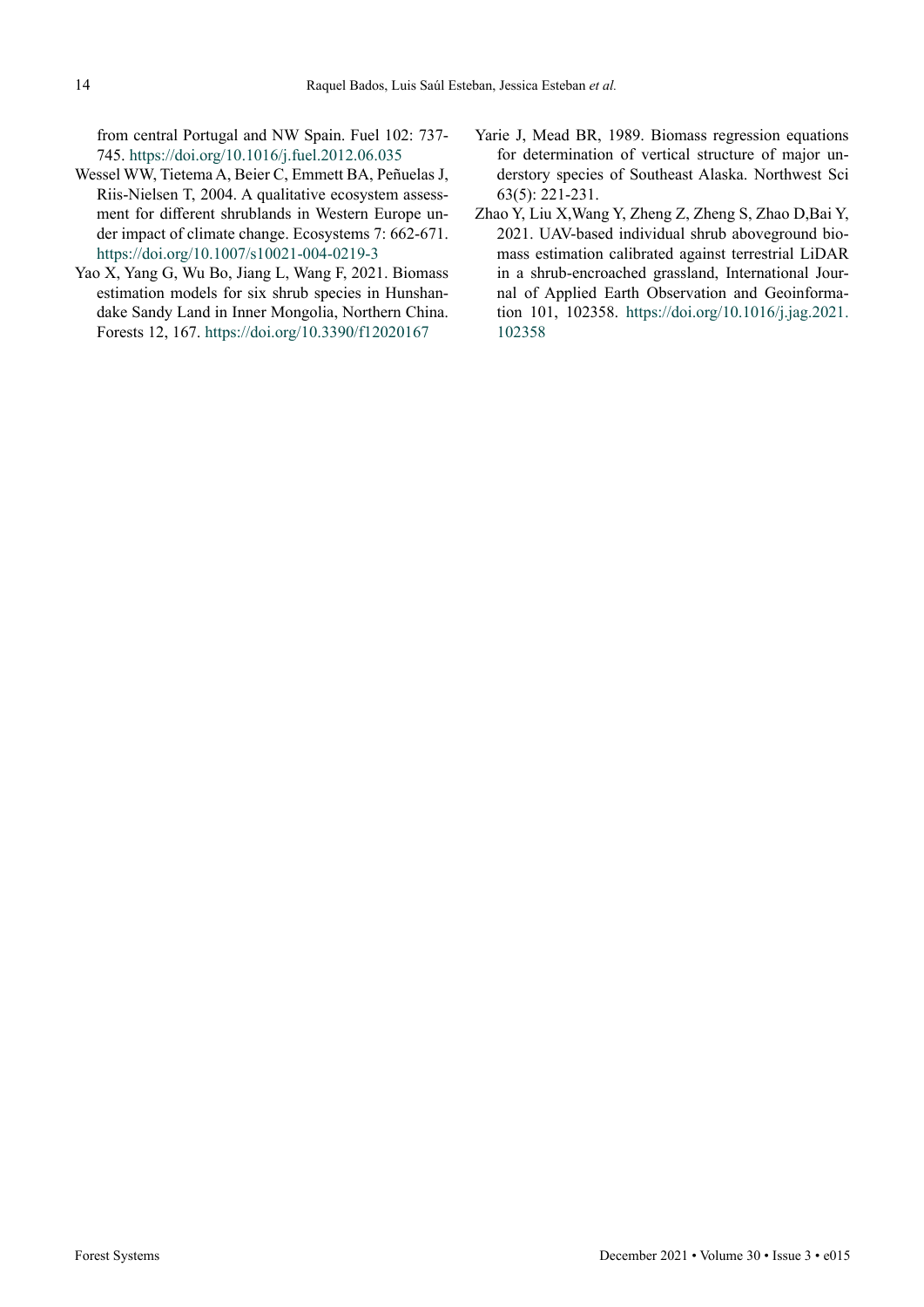from central Portugal and NW Spain. Fuel 102: 737-745. https://doi.org/10.1016/j.fuel.2012.06.035

Wessel WW, Tietema A, Beier C, Emmett BA, Peñuelas J, Riis-Nielsen T, 2004. A qualitative ecosystem assessment for different shrublands in Western Europe under impact of climate change. Ecosystems 7: 662-671. https://doi.org/10.1007/s10021-004-0219-3

Yao X, Yang G, Wu Bo, Jiang L, Wang F, 2021. Biomass estimation models for six shrub species in Hunshandake Sandy Land in Inner Mongolia, Northern China. Forests 12, 167. https://doi.org/10.3390/f12020167

Yarie J, Mead BR, 1989. Biomass regression equations for determination of vertical structure of major understory species of Southeast Alaska. Northwest Sci 63(5): 221-231.

Zhao Y, Liu X,Wang Y, Zheng Z, Zheng S, Zhao D,Bai Y, 2021. UAV-based individual shrub aboveground biomass estimation calibrated against terrestrial LiDAR in a shrub-encroached grassland, International Journal of Applied Earth Observation and Geoinformation 101, 102358. https://doi.org/10.1016/j.jag.2021.102358